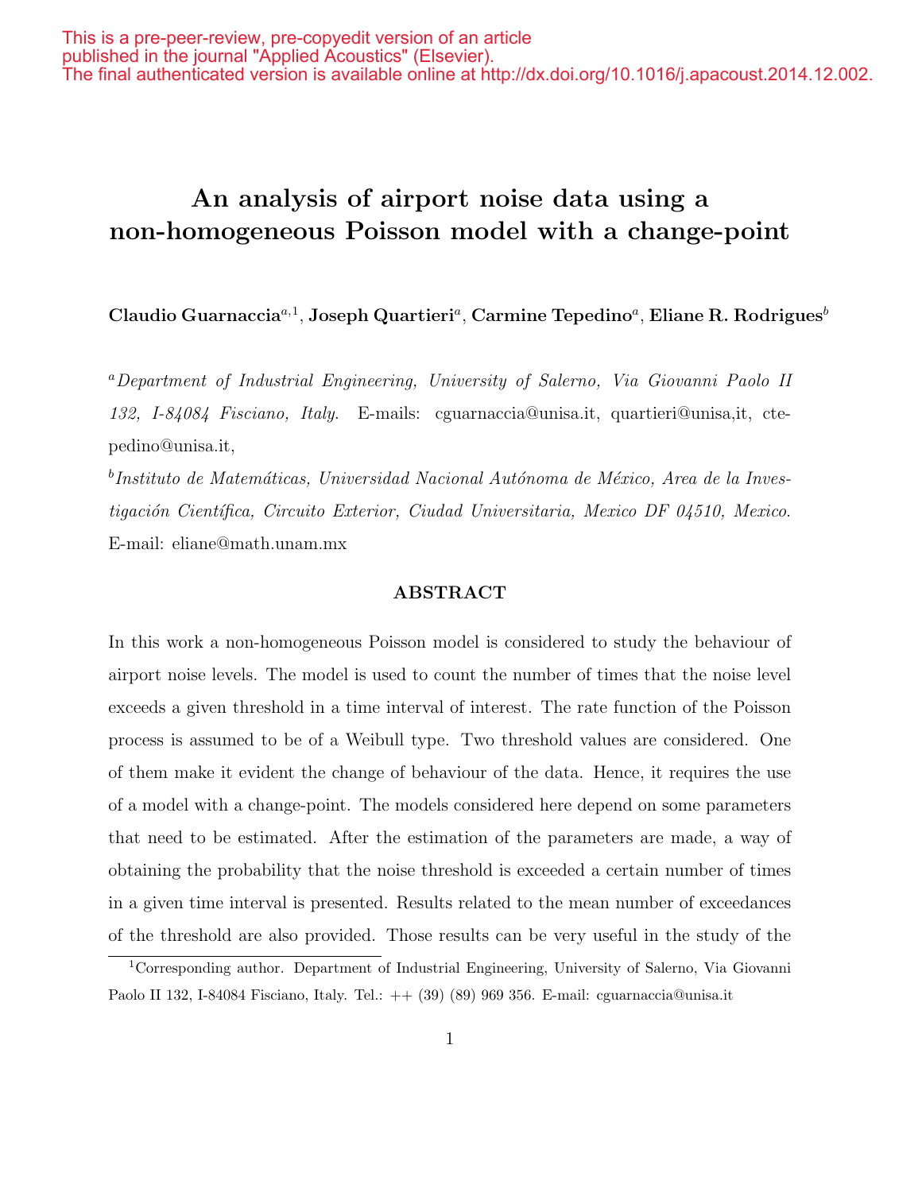This is a pre-peer-review, pre-copyedit version of an article published in the journal "Applied Acoustics" (Elsevier). The final authenticated version is available online at http://dx.doi.org/10.1016/j.apacoust.2014.12.002.

# An analysis of airport noise data using a non-homogeneous Poisson model with a change-point

**Claudio Guarnaccia**[a,1], **Joseph Quartieri**[a], **Carmine Tepedino**[a], **Eliane R. Rodrigues**[b]

[a] *Department of Industrial Engineering, University of Salerno, Via Giovanni Paolo II 132, I-84084 Fisciano, Italy.* E-mails: cguarnaccia@unisa.it, quartieri@unisa,it, ctepedino@unisa.it,

[b] *Instituto de Matemáticas, Universidad Nacional Autónoma de México, Area de la Investigación Científica, Circuito Exterior, Ciudad Universitaria, Mexico DF 04510, Mexico.* E-mail: eliane@math.unam.mx

## ABSTRACT

In this work a non-homogeneous Poisson model is considered to study the behaviour of airport noise levels. The model is used to count the number of times that the noise level exceeds a given threshold in a time interval of interest. The rate function of the Poisson process is assumed to be of a Weibull type. Two threshold values are considered. One of them make it evident the change of behaviour of the data. Hence, it requires the use of a model with a change-point. The models considered here depend on some parameters that need to be estimated. After the estimation of the parameters are made, a way of obtaining the probability that the noise threshold is exceeded a certain number of times in a given time interval is presented. Results related to the mean number of exceedances of the threshold are also provided. Those results can be very useful in the study of the

[1] Corresponding author. Department of Industrial Engineering, University of Salerno, Via Giovanni Paolo II 132, I-84084 Fisciano, Italy. Tel.: ++ (39) (89) 969 356. E-mail: cguarnaccia@unisa.it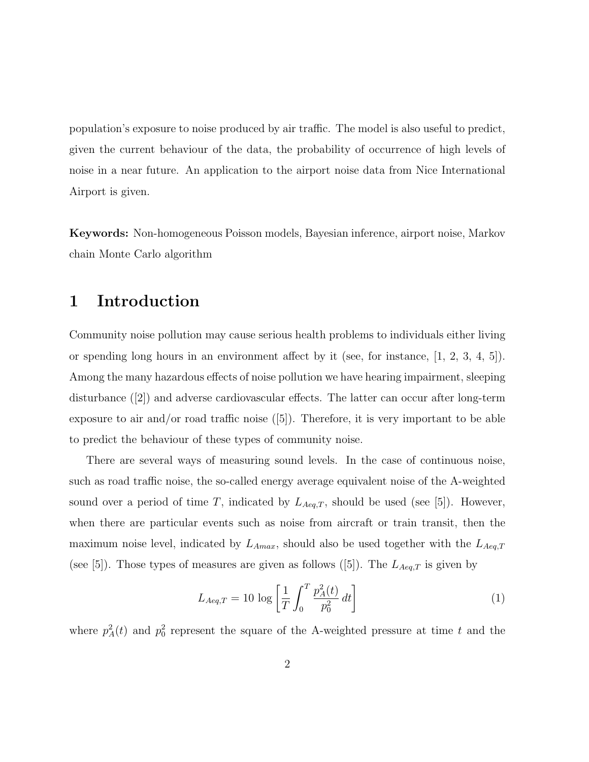population's exposure to noise produced by air traffic. The model is also useful to predict, given the current behaviour of the data, the probability of occurrence of high levels of noise in a near future. An application to the airport noise data from Nice International Airport is given.

**Keywords:** Non-homogeneous Poisson models, Bayesian inference, airport noise, Markov chain Monte Carlo algorithm

# 1 Introduction

Community noise pollution may cause serious health problems to individuals either living or spending long hours in an environment affect by it (see, for instance, [1, 2, 3, 4, 5]). Among the many hazardous effects of noise pollution we have hearing impairment, sleeping disturbance ([2]) and adverse cardiovascular effects. The latter can occur after long-term exposure to air and/or road traffic noise ([5]). Therefore, it is very important to be able to predict the behaviour of these types of community noise.

There are several ways of measuring sound levels. In the case of continuous noise, such as road traffic noise, the so-called energy average equivalent noise of the A-weighted sound over a period of time $T$, indicated by $L_{Aeq,T}$, should be used (see [5]). However, when there are particular events such as noise from aircraft or train transit, then the maximum noise level, indicated by $L_{Amax}$, should also be used together with the $L_{Aeq,T}$ (see [5]). Those types of measures are given as follows ([5]). The $L_{Aeq,T}$ is given by

$$L_{Aeq,T} = 10\,\log\left[\frac{1}{T}\int_0^T \frac{p_A^2(t)}{p_0^2}\,dt\right] \tag{1}$$

where $p_A^2(t)$ and $p_0^2$ represent the square of the A-weighted pressure at time $t$ and the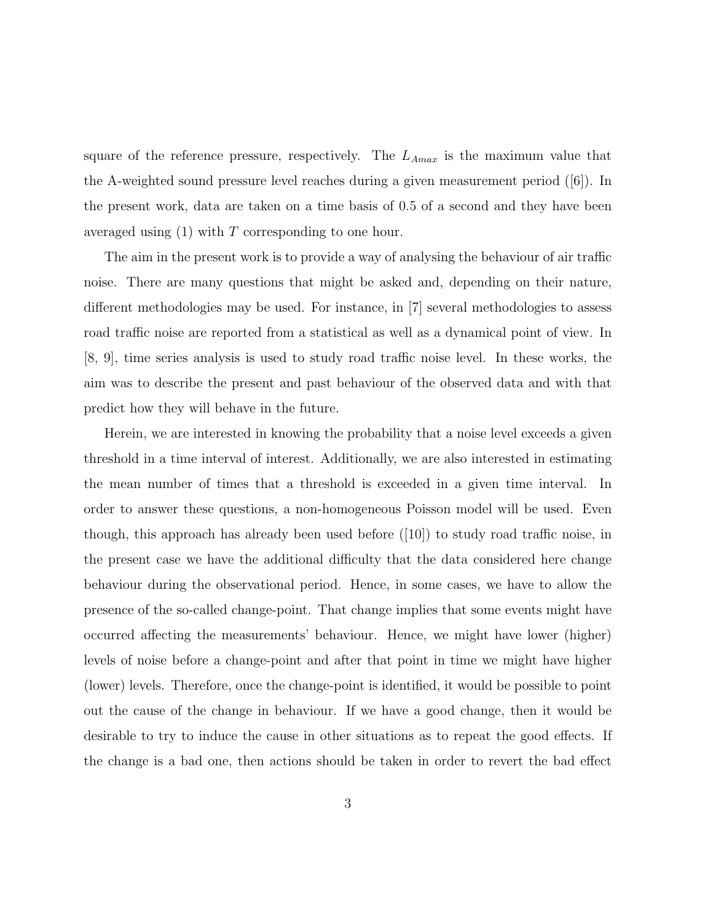square of the reference pressure, respectively. The $L_{Amax}$ is the maximum value that the A-weighted sound pressure level reaches during a given measurement period ([6]). In the present work, data are taken on a time basis of 0.5 of a second and they have been averaged using (1) with $T$ corresponding to one hour.

The aim in the present work is to provide a way of analysing the behaviour of air traffic noise. There are many questions that might be asked and, depending on their nature, different methodologies may be used. For instance, in [7] several methodologies to assess road traffic noise are reported from a statistical as well as a dynamical point of view. In [8, 9], time series analysis is used to study road traffic noise level. In these works, the aim was to describe the present and past behaviour of the observed data and with that predict how they will behave in the future.

Herein, we are interested in knowing the probability that a noise level exceeds a given threshold in a time interval of interest. Additionally, we are also interested in estimating the mean number of times that a threshold is exceeded in a given time interval. In order to answer these questions, a non-homogeneous Poisson model will be used. Even though, this approach has already been used before ([10]) to study road traffic noise, in the present case we have the additional difficulty that the data considered here change behaviour during the observational period. Hence, in some cases, we have to allow the presence of the so-called change-point. That change implies that some events might have occurred affecting the measurements' behaviour. Hence, we might have lower (higher) levels of noise before a change-point and after that point in time we might have higher (lower) levels. Therefore, once the change-point is identified, it would be possible to point out the cause of the change in behaviour. If we have a good change, then it would be desirable to try to induce the cause in other situations as to repeat the good effects. If the change is a bad one, then actions should be taken in order to revert the bad effect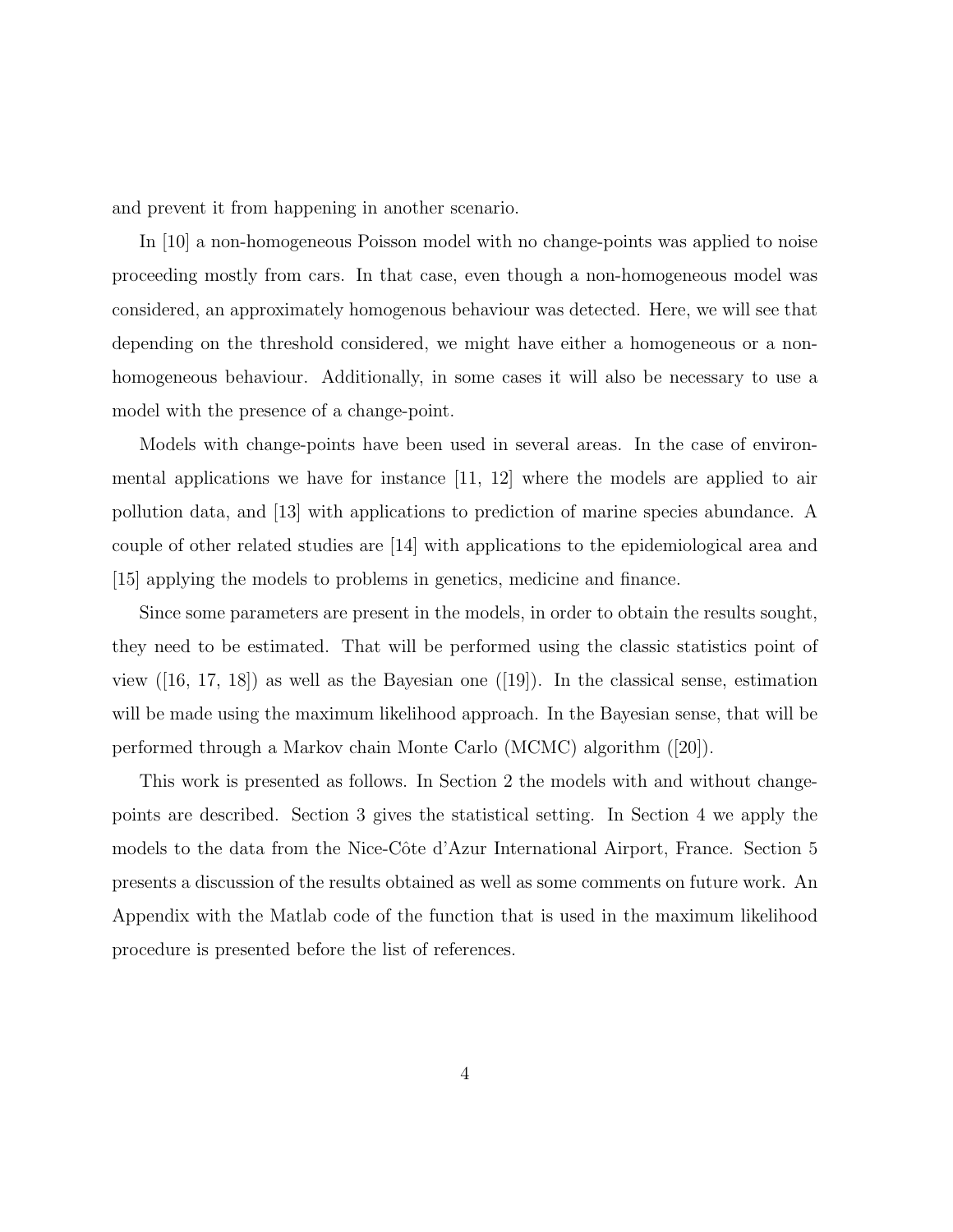and prevent it from happening in another scenario.

In [10] a non-homogeneous Poisson model with no change-points was applied to noise proceeding mostly from cars. In that case, even though a non-homogeneous model was considered, an approximately homogenous behaviour was detected. Here, we will see that depending on the threshold considered, we might have either a homogeneous or a non-homogeneous behaviour. Additionally, in some cases it will also be necessary to use a model with the presence of a change-point.

Models with change-points have been used in several areas. In the case of environmental applications we have for instance [11, 12] where the models are applied to air pollution data, and [13] with applications to prediction of marine species abundance. A couple of other related studies are [14] with applications to the epidemiological area and [15] applying the models to problems in genetics, medicine and finance.

Since some parameters are present in the models, in order to obtain the results sought, they need to be estimated. That will be performed using the classic statistics point of view ([16, 17, 18]) as well as the Bayesian one ([19]). In the classical sense, estimation will be made using the maximum likelihood approach. In the Bayesian sense, that will be performed through a Markov chain Monte Carlo (MCMC) algorithm ([20]).

This work is presented as follows. In Section 2 the models with and without change-points are described. Section 3 gives the statistical setting. In Section 4 we apply the models to the data from the Nice-Côte d'Azur International Airport, France. Section 5 presents a discussion of the results obtained as well as some comments on future work. An Appendix with the Matlab code of the function that is used in the maximum likelihood procedure is presented before the list of references.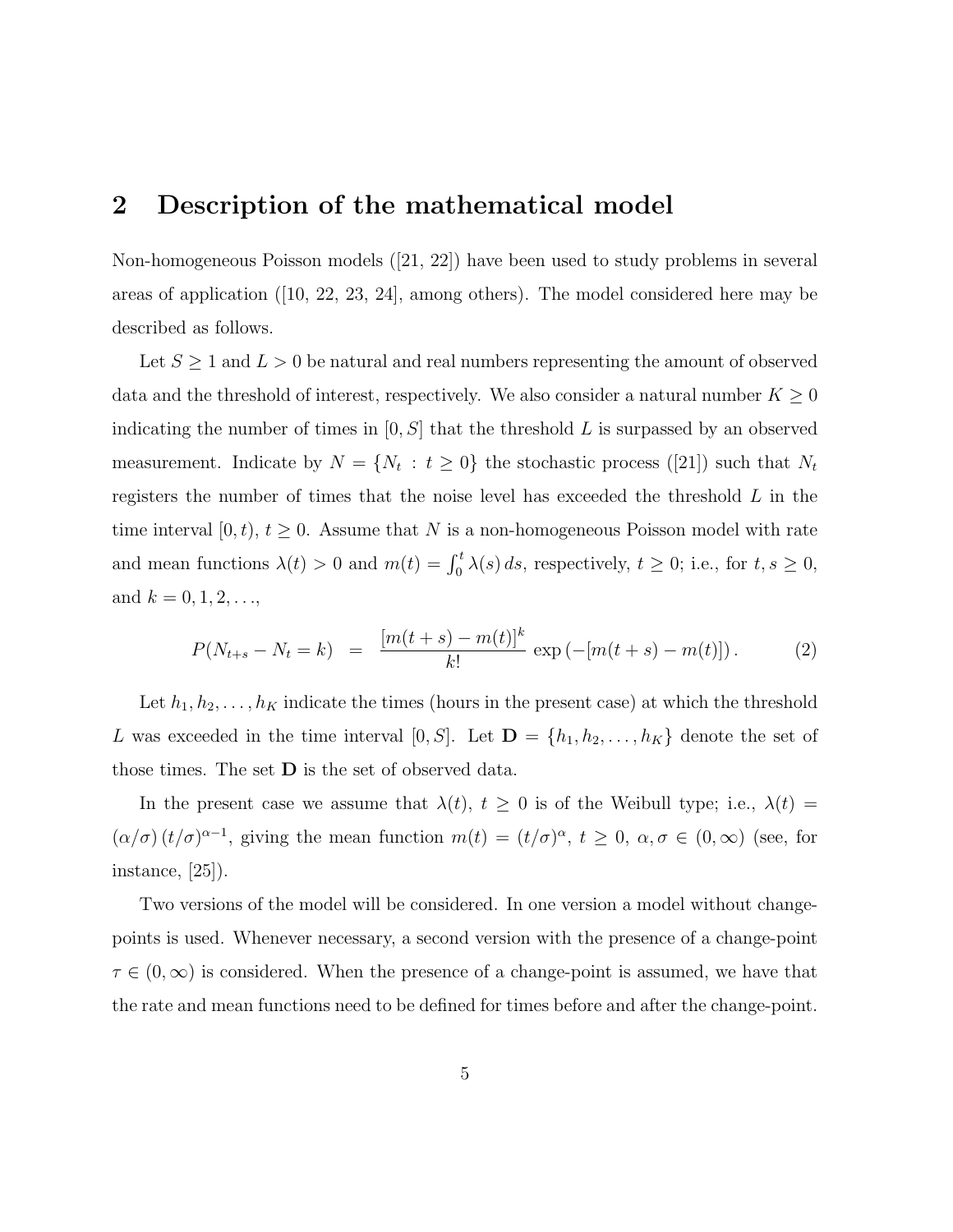## 2 Description of the mathematical model

Non-homogeneous Poisson models ([21, 22]) have been used to study problems in several areas of application ([10, 22, 23, 24], among others). The model considered here may be described as follows.

Let $S \geq 1$ and $L > 0$ be natural and real numbers representing the amount of observed data and the threshold of interest, respectively. We also consider a natural number $K \geq 0$ indicating the number of times in $[0, S]$ that the threshold $L$ is surpassed by an observed measurement. Indicate by $N = \{N_t \,:\, t \geq 0\}$ the stochastic process ([21]) such that $N_t$ registers the number of times that the noise level has exceeded the threshold $L$ in the time interval $[0, t)$, $t \geq 0$. Assume that $N$ is a non-homogeneous Poisson model with rate and mean functions $\lambda(t) > 0$ and $m(t) = \int_0^t \lambda(s)\, ds$, respectively, $t \geq 0$; i.e., for $t, s \geq 0$, and $k = 0, 1, 2, \ldots$,

$$P(N_{t+s} - N_t = k) \quad = \quad \frac{[m(t+s) - m(t)]^k}{k!} \exp\left(-[m(t+s) - m(t)]\right). \tag{2}$$

Let $h_1, h_2, \ldots, h_K$ indicate the times (hours in the present case) at which the threshold $L$ was exceeded in the time interval $[0, S]$. Let $\mathbf{D} = \{h_1, h_2, \ldots, h_K\}$ denote the set of those times. The set $\mathbf{D}$ is the set of observed data.

In the present case we assume that $\lambda(t)$, $t \geq 0$ is of the Weibull type; i.e., $\lambda(t) = (\alpha/\sigma)\,(t/\sigma)^{\alpha-1}$, giving the mean function $m(t) = (t/\sigma)^{\alpha}$, $t \geq 0$, $\alpha, \sigma \in (0, \infty)$ (see, for instance, [25]).

Two versions of the model will be considered. In one version a model without change-points is used. Whenever necessary, a second version with the presence of a change-point $\tau \in (0, \infty)$ is considered. When the presence of a change-point is assumed, we have that the rate and mean functions need to be defined for times before and after the change-point.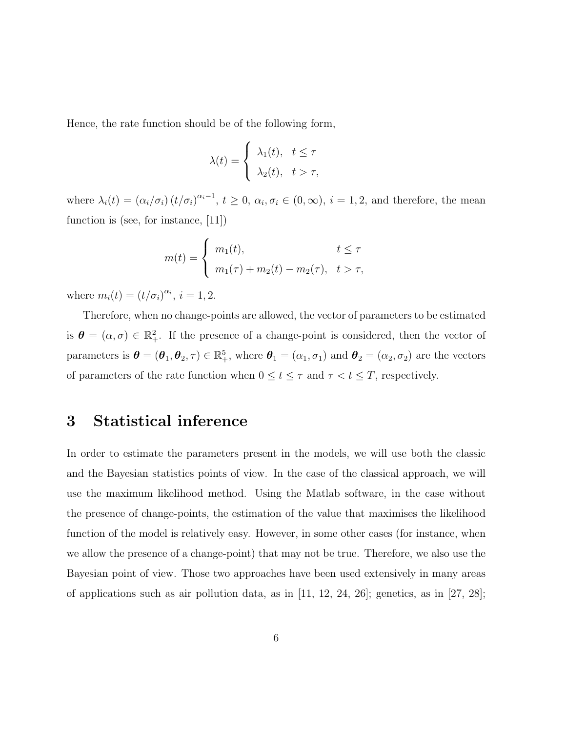Hence, the rate function should be of the following form,

$$\lambda(t) = \begin{cases} \lambda_1(t), & t \leq \tau \\ \lambda_2(t), & t > \tau, \end{cases}$$

where $\lambda_i(t) = (\alpha_i/\sigma_i)\,(t/\sigma_i)^{\alpha_i - 1}$, $t \geq 0$, $\alpha_i, \sigma_i \in (0, \infty)$, $i = 1, 2$, and therefore, the mean function is (see, for instance, [11])

$$m(t) = \begin{cases} m_1(t), & t \leq \tau \\ m_1(\tau) + m_2(t) - m_2(\tau), & t > \tau, \end{cases}$$

where $m_i(t) = (t/\sigma_i)^{\alpha_i}$, $i = 1, 2$.

Therefore, when no change-points are allowed, the vector of parameters to be estimated is $\boldsymbol{\theta} = (\alpha, \sigma) \in \mathbb{R}_+^2$. If the presence of a change-point is considered, then the vector of parameters is $\boldsymbol{\theta} = (\boldsymbol{\theta}_1, \boldsymbol{\theta}_2, \tau) \in \mathbb{R}_+^5$, where $\boldsymbol{\theta}_1 = (\alpha_1, \sigma_1)$ and $\boldsymbol{\theta}_2 = (\alpha_2, \sigma_2)$ are the vectors of parameters of the rate function when $0 \leq t \leq \tau$ and $\tau < t \leq T$, respectively.

# 3 Statistical inference

In order to estimate the parameters present in the models, we will use both the classic and the Bayesian statistics points of view. In the case of the classical approach, we will use the maximum likelihood method. Using the Matlab software, in the case without the presence of change-points, the estimation of the value that maximises the likelihood function of the model is relatively easy. However, in some other cases (for instance, when we allow the presence of a change-point) that may not be true. Therefore, we also use the Bayesian point of view. Those two approaches have been used extensively in many areas of applications such as air pollution data, as in [11, 12, 24, 26]; genetics, as in [27, 28];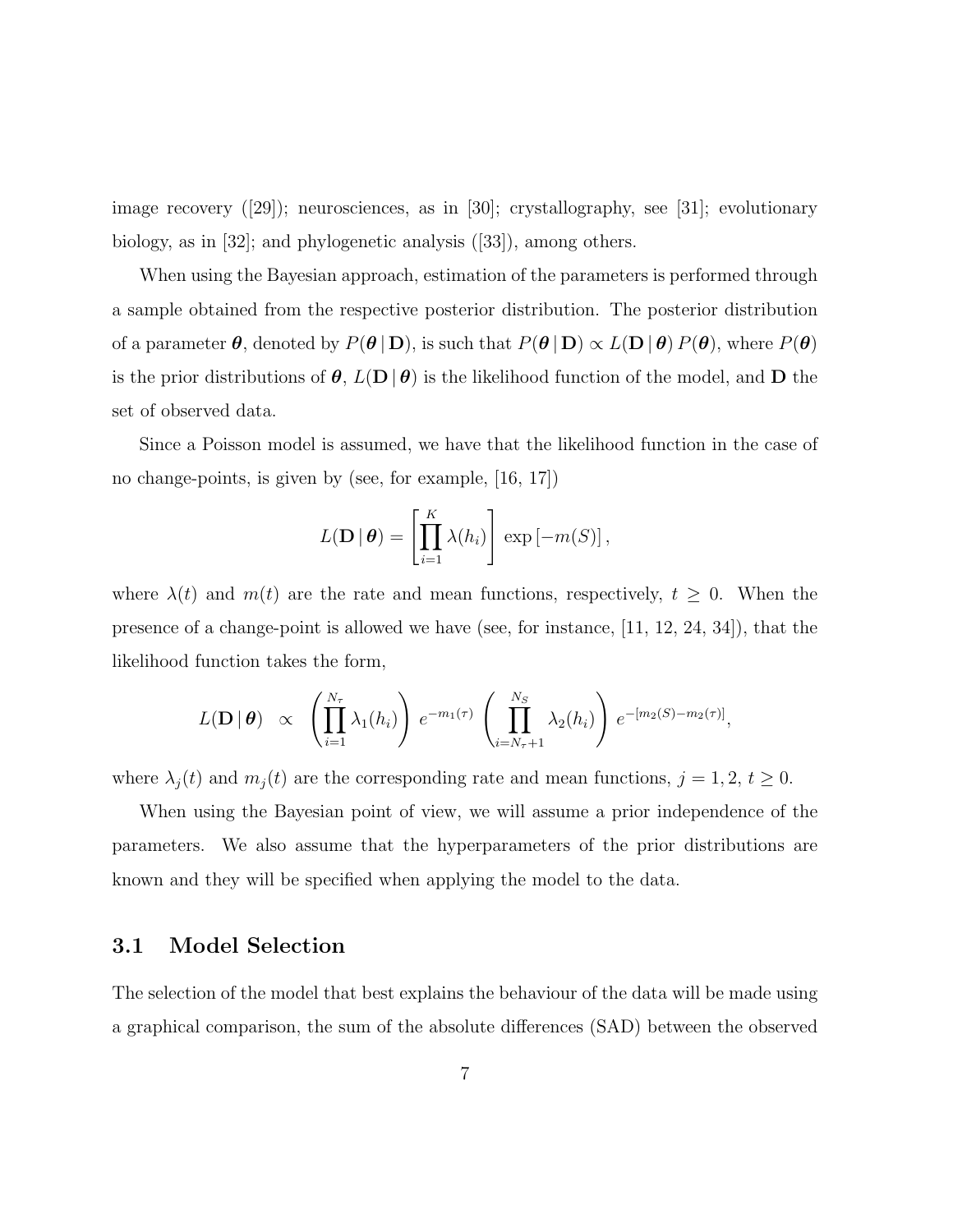image recovery ([29]); neurosciences, as in [30]; crystallography, see [31]; evolutionary biology, as in [32]; and phylogenetic analysis ([33]), among others.

When using the Bayesian approach, estimation of the parameters is performed through a sample obtained from the respective posterior distribution. The posterior distribution of a parameter $\boldsymbol{\theta}$, denoted by $P(\boldsymbol{\theta} \,|\, \mathbf{D})$, is such that $P(\boldsymbol{\theta} \,|\, \mathbf{D}) \propto L(\mathbf{D} \,|\, \boldsymbol{\theta})\, P(\boldsymbol{\theta})$, where $P(\boldsymbol{\theta})$ is the prior distributions of $\boldsymbol{\theta}$, $L(\mathbf{D} \,|\, \boldsymbol{\theta})$ is the likelihood function of the model, and $\mathbf{D}$ the set of observed data.

Since a Poisson model is assumed, we have that the likelihood function in the case of no change-points, is given by (see, for example, [16, 17])

$$L(\mathbf{D} \,|\, \boldsymbol{\theta}) = \left[ \prod_{i=1}^{K} \lambda(h_i) \right] \exp\left[-m(S)\right],$$

where $\lambda(t)$ and $m(t)$ are the rate and mean functions, respectively, $t \geq 0$. When the presence of a change-point is allowed we have (see, for instance, [11, 12, 24, 34]), that the likelihood function takes the form,

$$L(\mathbf{D} \,|\, \boldsymbol{\theta}) \;\; \propto \;\; \left( \prod_{i=1}^{N_\tau} \lambda_1(h_i) \right) \, e^{-m_1(\tau)} \, \left( \prod_{i=N_\tau+1}^{N_S} \lambda_2(h_i) \right) \, e^{-[m_2(S) - m_2(\tau)]},$$

where $\lambda_j(t)$ and $m_j(t)$ are the corresponding rate and mean functions, $j = 1, 2$, $t \geq 0$.

When using the Bayesian point of view, we will assume a prior independence of the parameters. We also assume that the hyperparameters of the prior distributions are known and they will be specified when applying the model to the data.

## 3.1 Model Selection

The selection of the model that best explains the behaviour of the data will be made using a graphical comparison, the sum of the absolute differences (SAD) between the observed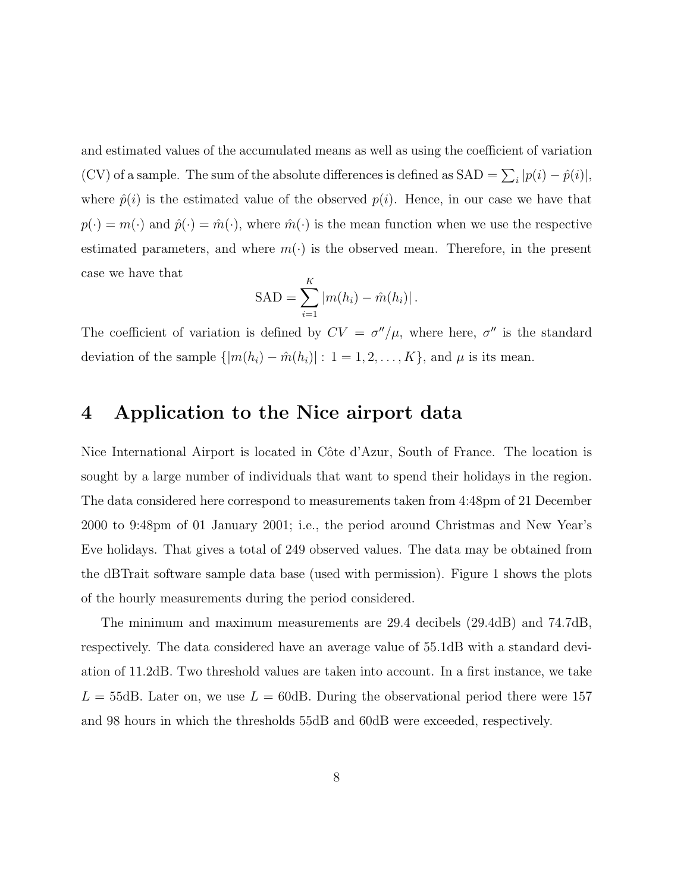and estimated values of the accumulated means as well as using the coefficient of variation (CV) of a sample. The sum of the absolute differences is defined as $\text{SAD} = \sum_i |p(i) - \hat{p}(i)|$, where $\hat{p}(i)$ is the estimated value of the observed $p(i)$. Hence, in our case we have that $p(\cdot) = m(\cdot)$ and $\hat{p}(\cdot) = \hat{m}(\cdot)$, where $\hat{m}(\cdot)$ is the mean function when we use the respective estimated parameters, and where $m(\cdot)$ is the observed mean. Therefore, in the present case we have that

$$\text{SAD} = \sum_{i=1}^{K} |m(h_i) - \hat{m}(h_i)| .$$

The coefficient of variation is defined by $CV = \sigma''/\mu$, where here, $\sigma''$ is the standard deviation of the sample $\{|m(h_i) - \hat{m}(h_i)| : 1 = 1, 2, \ldots, K\}$, and $\mu$ is its mean.

# 4 Application to the Nice airport data

Nice International Airport is located in Côte d'Azur, South of France. The location is sought by a large number of individuals that want to spend their holidays in the region. The data considered here correspond to measurements taken from 4:48pm of 21 December 2000 to 9:48pm of 01 January 2001; i.e., the period around Christmas and New Year's Eve holidays. That gives a total of 249 observed values. The data may be obtained from the dBTrait software sample data base (used with permission). Figure 1 shows the plots of the hourly measurements during the period considered.

The minimum and maximum measurements are 29.4 decibels (29.4dB) and 74.7dB, respectively. The data considered have an average value of 55.1dB with a standard deviation of 11.2dB. Two threshold values are taken into account. In a first instance, we take $L = 55$dB. Later on, we use $L = 60$dB. During the observational period there were 157 and 98 hours in which the thresholds 55dB and 60dB were exceeded, respectively.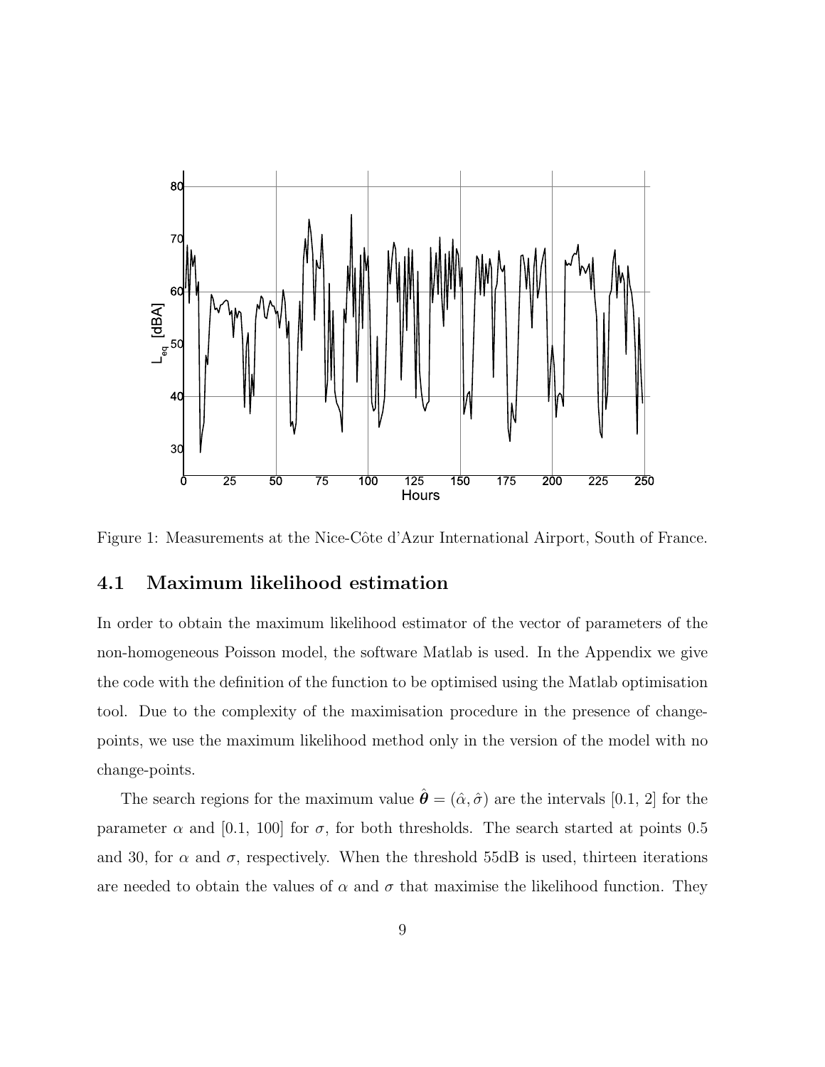Figure 1: Measurements at the Nice-Côte d'Azur International Airport, South of France.

## 4.1 Maximum likelihood estimation

In order to obtain the maximum likelihood estimator of the vector of parameters of the non-homogeneous Poisson model, the software Matlab is used. In the Appendix we give the code with the definition of the function to be optimised using the Matlab optimisation tool. Due to the complexity of the maximisation procedure in the presence of change-points, we use the maximum likelihood method only in the version of the model with no change-points.

The search regions for the maximum value $\hat{\boldsymbol{\theta}} = (\hat{\alpha}, \hat{\sigma})$ are the intervals [0.1, 2] for the parameter $\alpha$ and [0.1, 100] for $\sigma$, for both thresholds. The search started at points 0.5 and 30, for $\alpha$ and $\sigma$, respectively. When the threshold 55dB is used, thirteen iterations are needed to obtain the values of $\alpha$ and $\sigma$ that maximise the likelihood function. They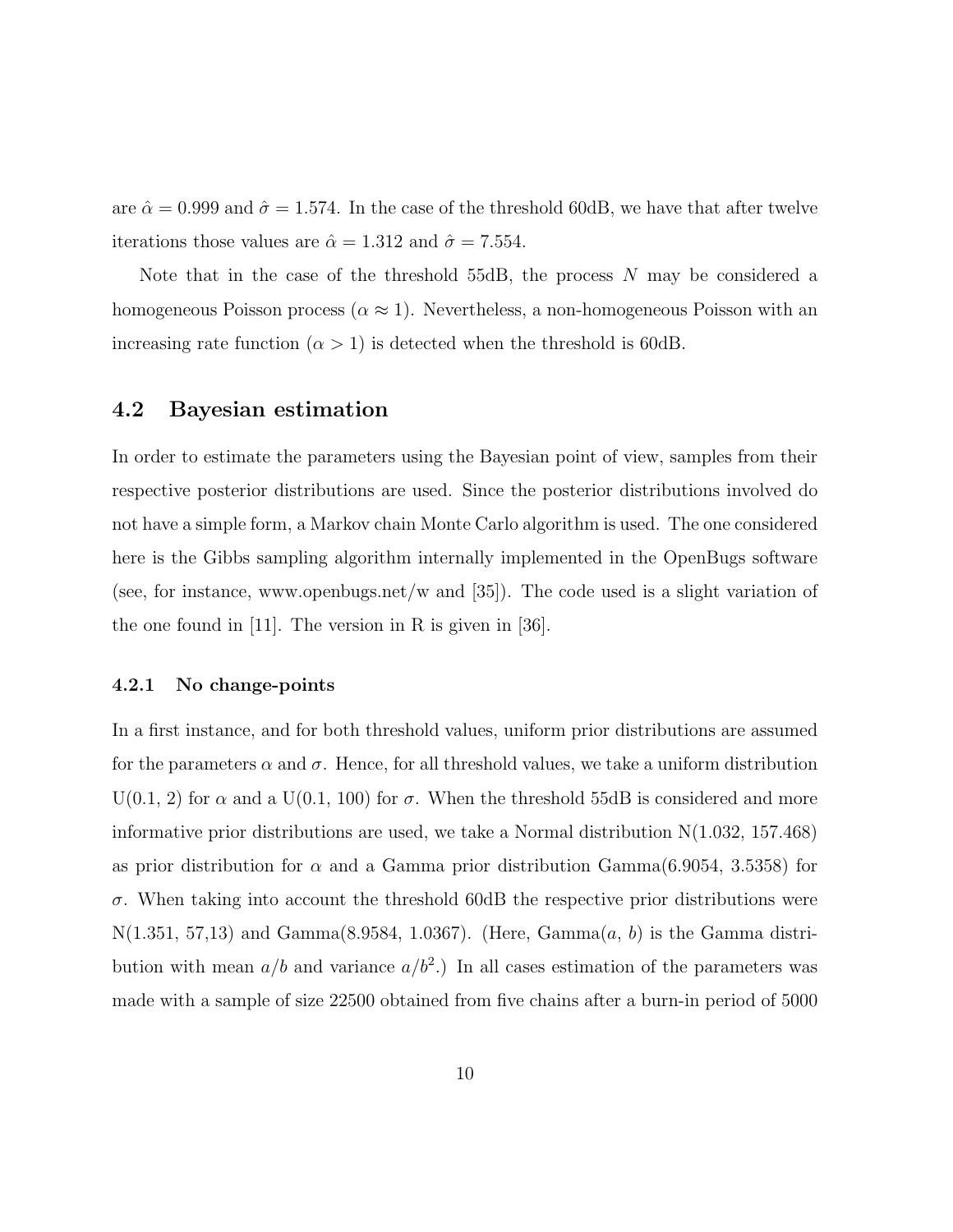are $\hat{\alpha} = 0.999$ and $\hat{\sigma} = 1.574$. In the case of the threshold 60dB, we have that after twelve iterations those values are $\hat{\alpha} = 1.312$ and $\hat{\sigma} = 7.554$.

Note that in the case of the threshold 55dB, the process $N$ may be considered a homogeneous Poisson process ($\alpha \approx 1$). Nevertheless, a non-homogeneous Poisson with an increasing rate function ($\alpha > 1$) is detected when the threshold is 60dB.

## 4.2 Bayesian estimation

In order to estimate the parameters using the Bayesian point of view, samples from their respective posterior distributions are used. Since the posterior distributions involved do not have a simple form, a Markov chain Monte Carlo algorithm is used. The one considered here is the Gibbs sampling algorithm internally implemented in the OpenBugs software (see, for instance, www.openbugs.net/w and [35]). The code used is a slight variation of the one found in [11]. The version in R is given in [36].

### 4.2.1 No change-points

In a first instance, and for both threshold values, uniform prior distributions are assumed for the parameters $\alpha$ and $\sigma$. Hence, for all threshold values, we take a uniform distribution U(0.1, 2) for $\alpha$ and a U(0.1, 100) for $\sigma$. When the threshold 55dB is considered and more informative prior distributions are used, we take a Normal distribution N(1.032, 157.468) as prior distribution for $\alpha$ and a Gamma prior distribution Gamma(6.9054, 3.5358) for $\sigma$. When taking into account the threshold 60dB the respective prior distributions were N(1.351, 57,13) and Gamma(8.9584, 1.0367). (Here, Gamma($a$, $b$) is the Gamma distribution with mean $a/b$ and variance $a/b^2$.) In all cases estimation of the parameters was made with a sample of size 22500 obtained from five chains after a burn-in period of 5000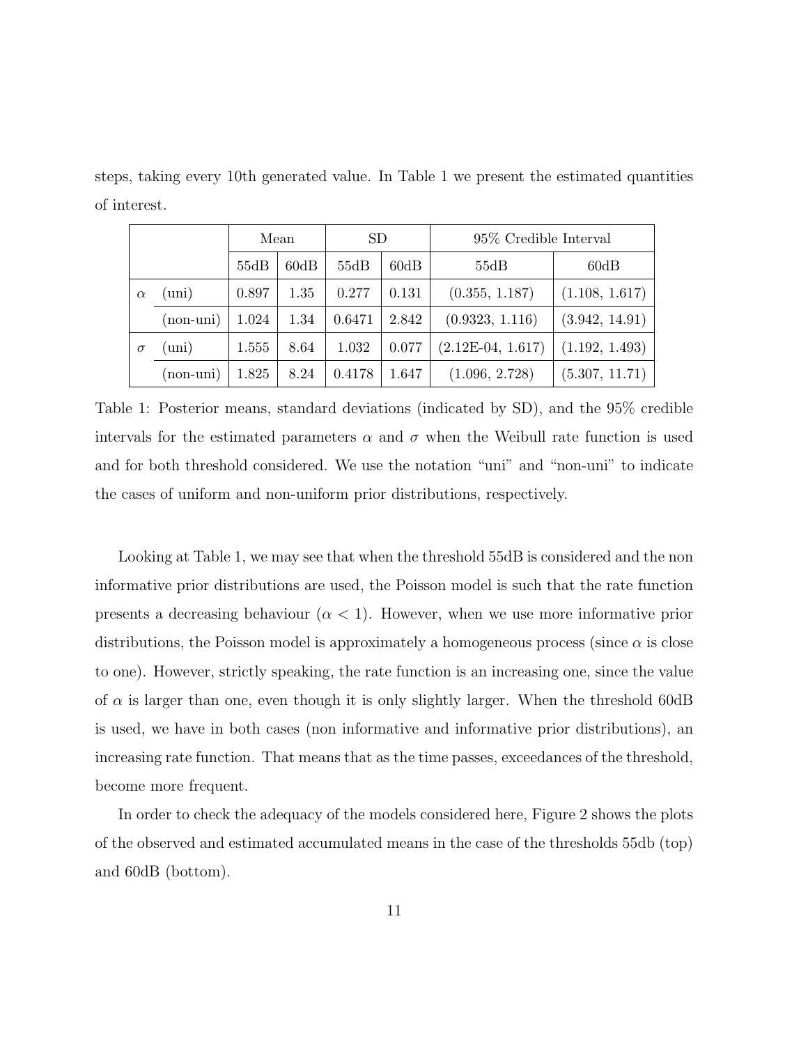steps, taking every 10th generated value. In Table 1 we present the estimated quantities of interest.

| | | Mean | | SD | | 95% Credible Interval | |
|---|---|---|---|---|---|---|---|
| | | 55dB | 60dB | 55dB | 60dB | 55dB | 60dB |
| $\alpha$ | (uni) | 0.897 | 1.35 | 0.277 | 0.131 | (0.355, 1.187) | (1.108, 1.617) |
| | (non-uni) | 1.024 | 1.34 | 0.6471 | 2.842 | (0.9323, 1.116) | (3.942, 14.91) |
| $\sigma$ | (uni) | 1.555 | 8.64 | 1.032 | 0.077 | (2.12E-04, 1.617) | (1.192, 1.493) |
| | (non-uni) | 1.825 | 8.24 | 0.4178 | 1.647 | (1.096, 2.728) | (5.307, 11.71) |

Table 1: Posterior means, standard deviations (indicated by SD), and the 95% credible intervals for the estimated parameters $\alpha$ and $\sigma$ when the Weibull rate function is used and for both threshold considered. We use the notation "uni" and "non-uni" to indicate the cases of uniform and non-uniform prior distributions, respectively.

Looking at Table 1, we may see that when the threshold 55dB is considered and the non informative prior distributions are used, the Poisson model is such that the rate function presents a decreasing behaviour ($\alpha < 1$). However, when we use more informative prior distributions, the Poisson model is approximately a homogeneous process (since $\alpha$ is close to one). However, strictly speaking, the rate function is an increasing one, since the value of $\alpha$ is larger than one, even though it is only slightly larger. When the threshold 60dB is used, we have in both cases (non informative and informative prior distributions), an increasing rate function. That means that as the time passes, exceedances of the threshold, become more frequent.

In order to check the adequacy of the models considered here, Figure 2 shows the plots of the observed and estimated accumulated means in the case of the thresholds 55db (top) and 60dB (bottom).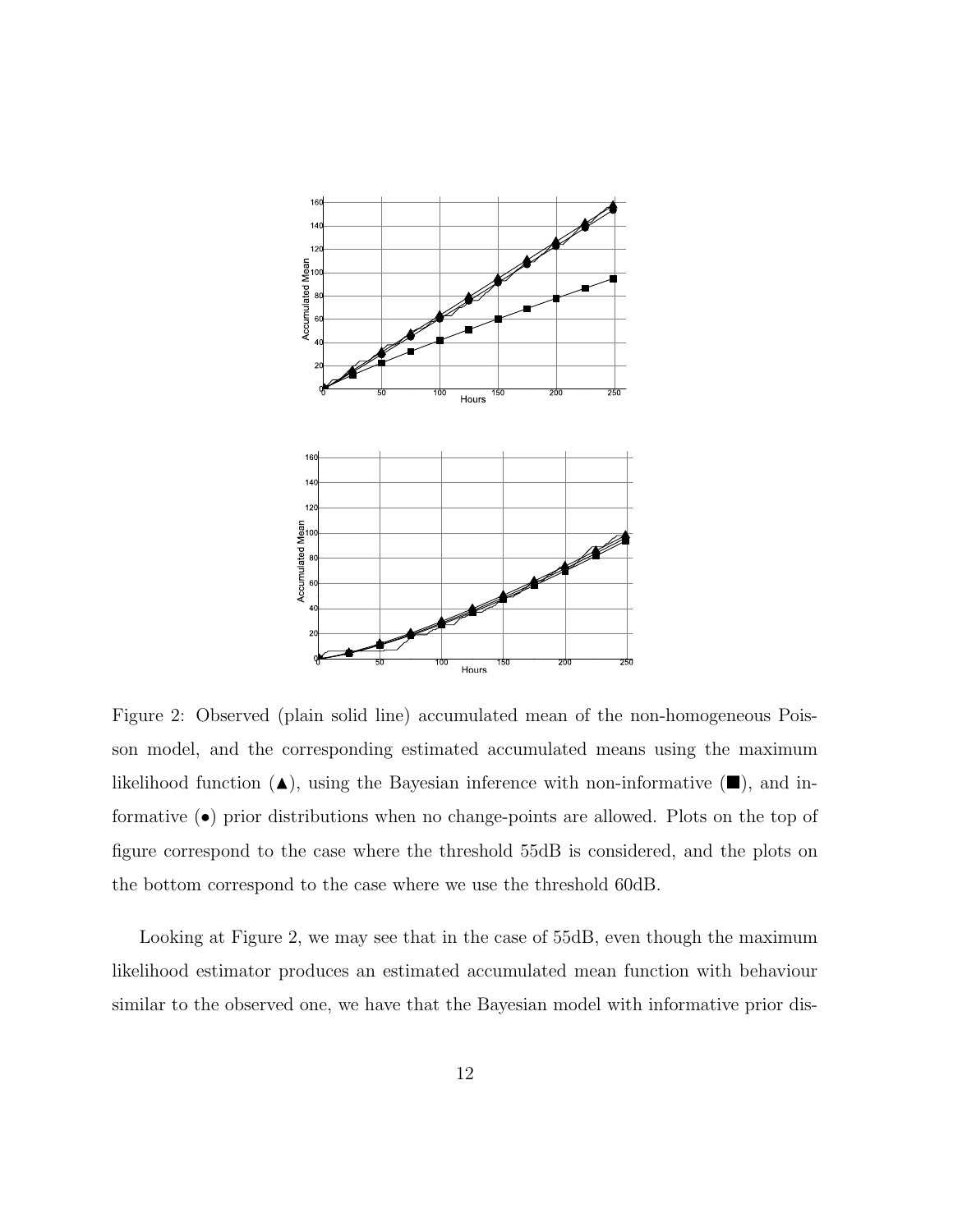Figure 2: Observed (plain solid line) accumulated mean of the non-homogeneous Poisson model, and the corresponding estimated accumulated means using the maximum likelihood function (▲), using the Bayesian inference with non-informative (■), and informative (•) prior distributions when no change-points are allowed. Plots on the top of figure correspond to the case where the threshold 55dB is considered, and the plots on the bottom correspond to the case where we use the threshold 60dB.

Looking at Figure 2, we may see that in the case of 55dB, even though the maximum likelihood estimator produces an estimated accumulated mean function with behaviour similar to the observed one, we have that the Bayesian model with informative prior dis-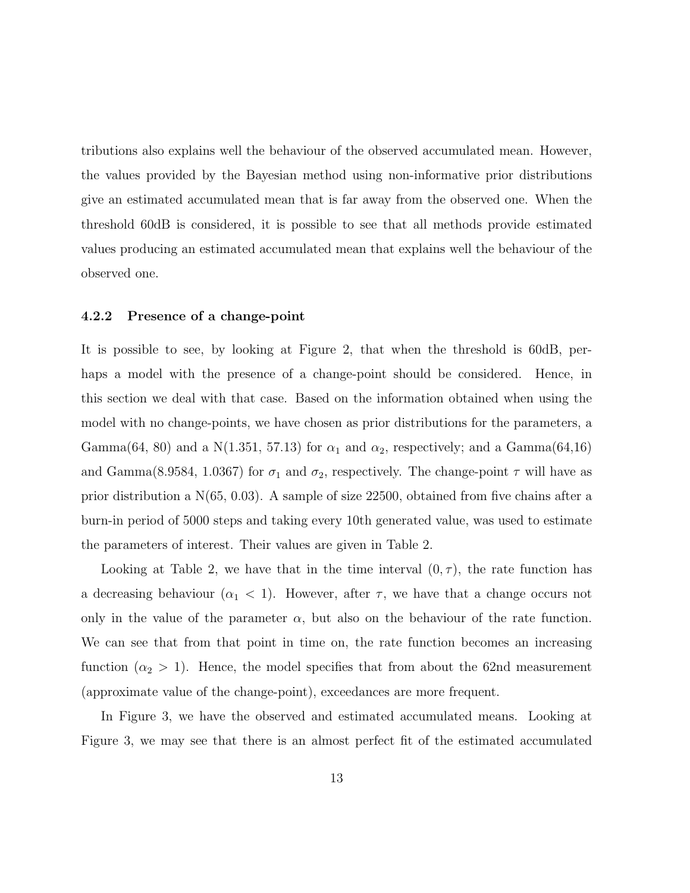tributions also explains well the behaviour of the observed accumulated mean. However, the values provided by the Bayesian method using non-informative prior distributions give an estimated accumulated mean that is far away from the observed one. When the threshold 60dB is considered, it is possible to see that all methods provide estimated values producing an estimated accumulated mean that explains well the behaviour of the observed one.

### 4.2.2 Presence of a change-point

It is possible to see, by looking at Figure 2, that when the threshold is 60dB, perhaps a model with the presence of a change-point should be considered. Hence, in this section we deal with that case. Based on the information obtained when using the model with no change-points, we have chosen as prior distributions for the parameters, a Gamma(64, 80) and a N(1.351, 57.13) for $\alpha_1$ and $\alpha_2$, respectively; and a Gamma(64,16) and Gamma(8.9584, 1.0367) for $\sigma_1$ and $\sigma_2$, respectively. The change-point $\tau$ will have as prior distribution a N(65, 0.03). A sample of size 22500, obtained from five chains after a burn-in period of 5000 steps and taking every 10th generated value, was used to estimate the parameters of interest. Their values are given in Table 2.

Looking at Table 2, we have that in the time interval $(0, \tau)$, the rate function has a decreasing behaviour ($\alpha_1 < 1$). However, after $\tau$, we have that a change occurs not only in the value of the parameter $\alpha$, but also on the behaviour of the rate function. We can see that from that point in time on, the rate function becomes an increasing function ($\alpha_2 > 1$). Hence, the model specifies that from about the 62nd measurement (approximate value of the change-point), exceedances are more frequent.

In Figure 3, we have the observed and estimated accumulated means. Looking at Figure 3, we may see that there is an almost perfect fit of the estimated accumulated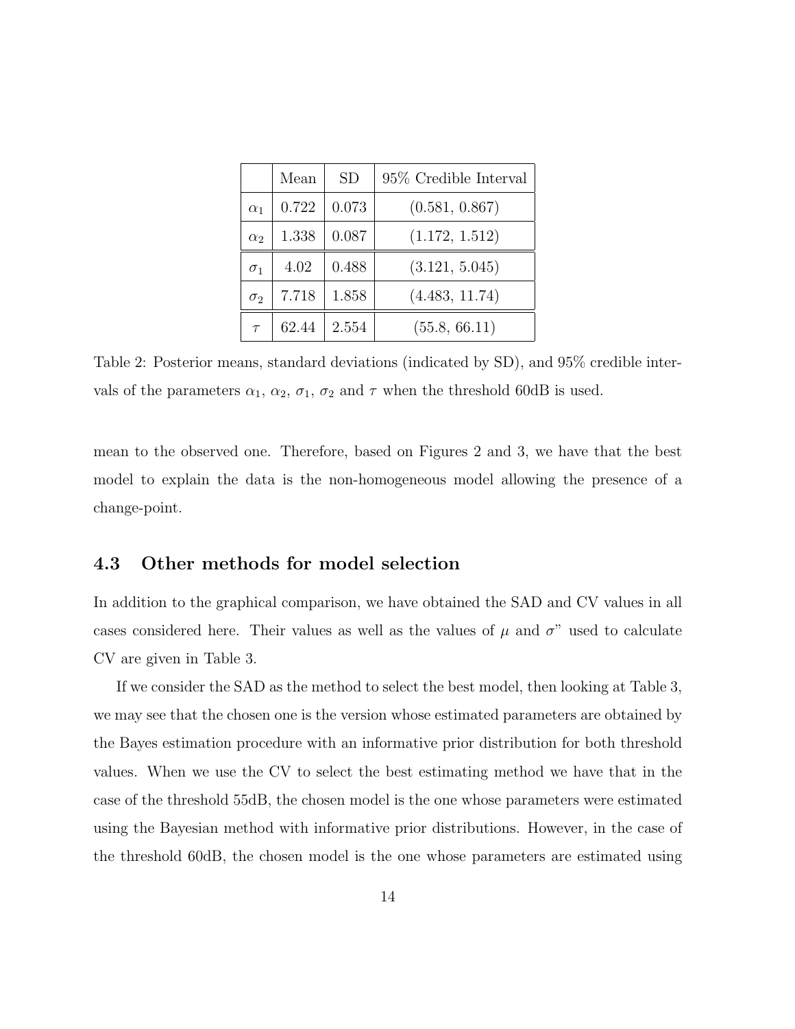| | Mean | SD | 95% Credible Interval |
|---|---|---|---|
| $\alpha_1$ | 0.722 | 0.073 | (0.581, 0.867) |
| $\alpha_2$ | 1.338 | 0.087 | (1.172, 1.512) |
| $\sigma_1$ | 4.02 | 0.488 | (3.121, 5.045) |
| $\sigma_2$ | 7.718 | 1.858 | (4.483, 11.74) |
| $\tau$ | 62.44 | 2.554 | (55.8, 66.11) |

Table 2: Posterior means, standard deviations (indicated by SD), and 95% credible intervals of the parameters $\alpha_1$, $\alpha_2$, $\sigma_1$, $\sigma_2$ and $\tau$ when the threshold 60dB is used.

mean to the observed one. Therefore, based on Figures 2 and 3, we have that the best model to explain the data is the non-homogeneous model allowing the presence of a change-point.

### 4.3 Other methods for model selection

In addition to the graphical comparison, we have obtained the SAD and CV values in all cases considered here. Their values as well as the values of $\mu$ and $\sigma$" used to calculate CV are given in Table 3.

If we consider the SAD as the method to select the best model, then looking at Table 3, we may see that the chosen one is the version whose estimated parameters are obtained by the Bayes estimation procedure with an informative prior distribution for both threshold values. When we use the CV to select the best estimating method we have that in the case of the threshold 55dB, the chosen model is the one whose parameters were estimated using the Bayesian method with informative prior distributions. However, in the case of the threshold 60dB, the chosen model is the one whose parameters are estimated using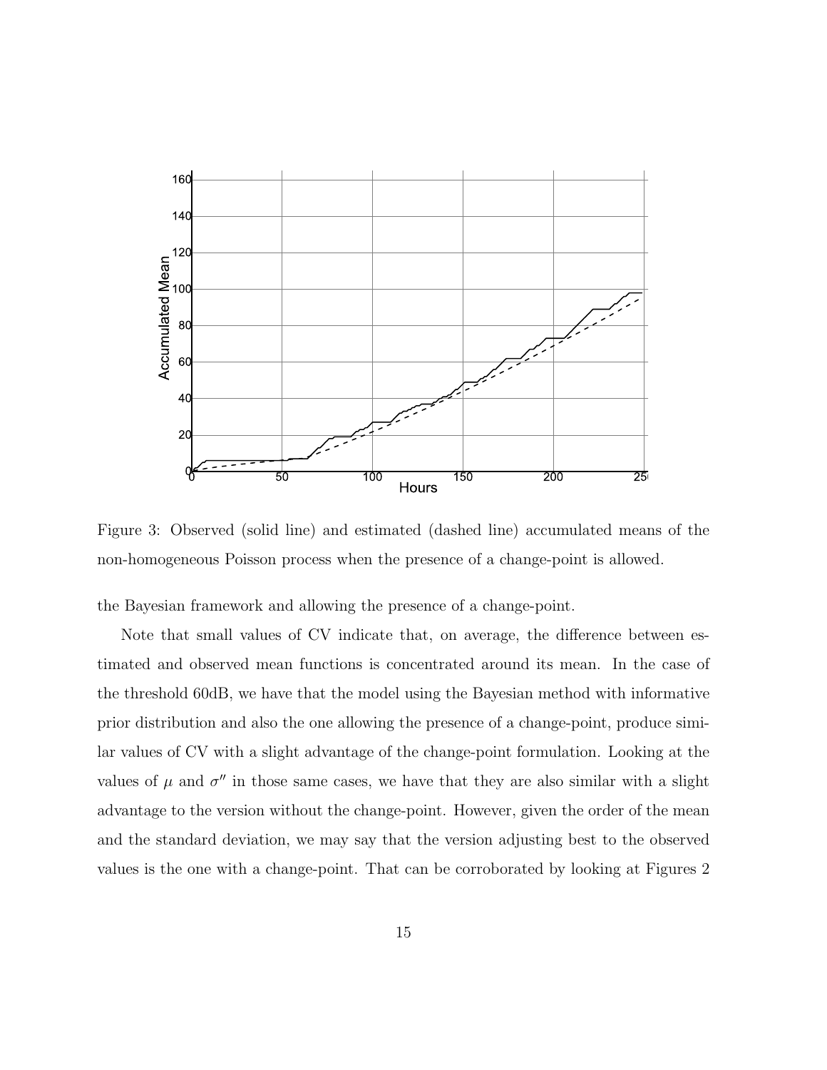Figure 3: Observed (solid line) and estimated (dashed line) accumulated means of the non-homogeneous Poisson process when the presence of a change-point is allowed.

the Bayesian framework and allowing the presence of a change-point.

Note that small values of CV indicate that, on average, the difference between estimated and observed mean functions is concentrated around its mean. In the case of the threshold 60dB, we have that the model using the Bayesian method with informative prior distribution and also the one allowing the presence of a change-point, produce similar values of CV with a slight advantage of the change-point formulation. Looking at the values of $\mu$ and $\sigma''$ in those same cases, we have that they are also similar with a slight advantage to the version without the change-point. However, given the order of the mean and the standard deviation, we may say that the version adjusting best to the observed values is the one with a change-point. That can be corroborated by looking at Figures 2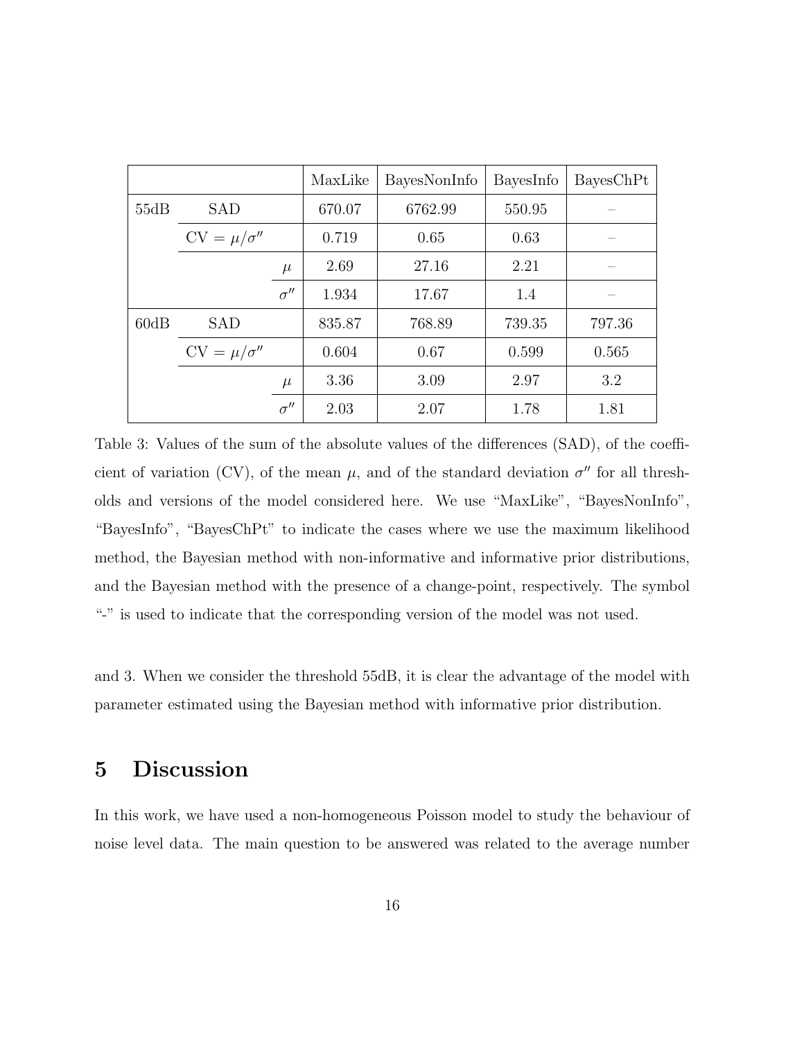| | | | MaxLike | BayesNonInfo | BayesInfo | BayesChPt |
|---|---|---|---|---|---|---|
| 55dB | SAD | | 670.07 | 6762.99 | 550.95 | – |
| | CV $= \mu/\sigma''$ | | 0.719 | 0.65 | 0.63 | – |
| | | $\mu$ | 2.69 | 27.16 | 2.21 | – |
| | | $\sigma''$ | 1.934 | 17.67 | 1.4 | – |
| 60dB | SAD | | 835.87 | 768.89 | 739.35 | 797.36 |
| | CV $= \mu/\sigma''$ | | 0.604 | 0.67 | 0.599 | 0.565 |
| | | $\mu$ | 3.36 | 3.09 | 2.97 | 3.2 |
| | | $\sigma''$ | 2.03 | 2.07 | 1.78 | 1.81 |

Table 3: Values of the sum of the absolute values of the differences (SAD), of the coefficient of variation (CV), of the mean $\mu$, and of the standard deviation $\sigma''$ for all thresholds and versions of the model considered here. We use "MaxLike", "BayesNonInfo", "BayesInfo", "BayesChPt" to indicate the cases where we use the maximum likelihood method, the Bayesian method with non-informative and informative prior distributions, and the Bayesian method with the presence of a change-point, respectively. The symbol "-" is used to indicate that the corresponding version of the model was not used.

and 3. When we consider the threshold 55dB, it is clear the advantage of the model with parameter estimated using the Bayesian method with informative prior distribution.

## 5 Discussion

In this work, we have used a non-homogeneous Poisson model to study the behaviour of noise level data. The main question to be answered was related to the average number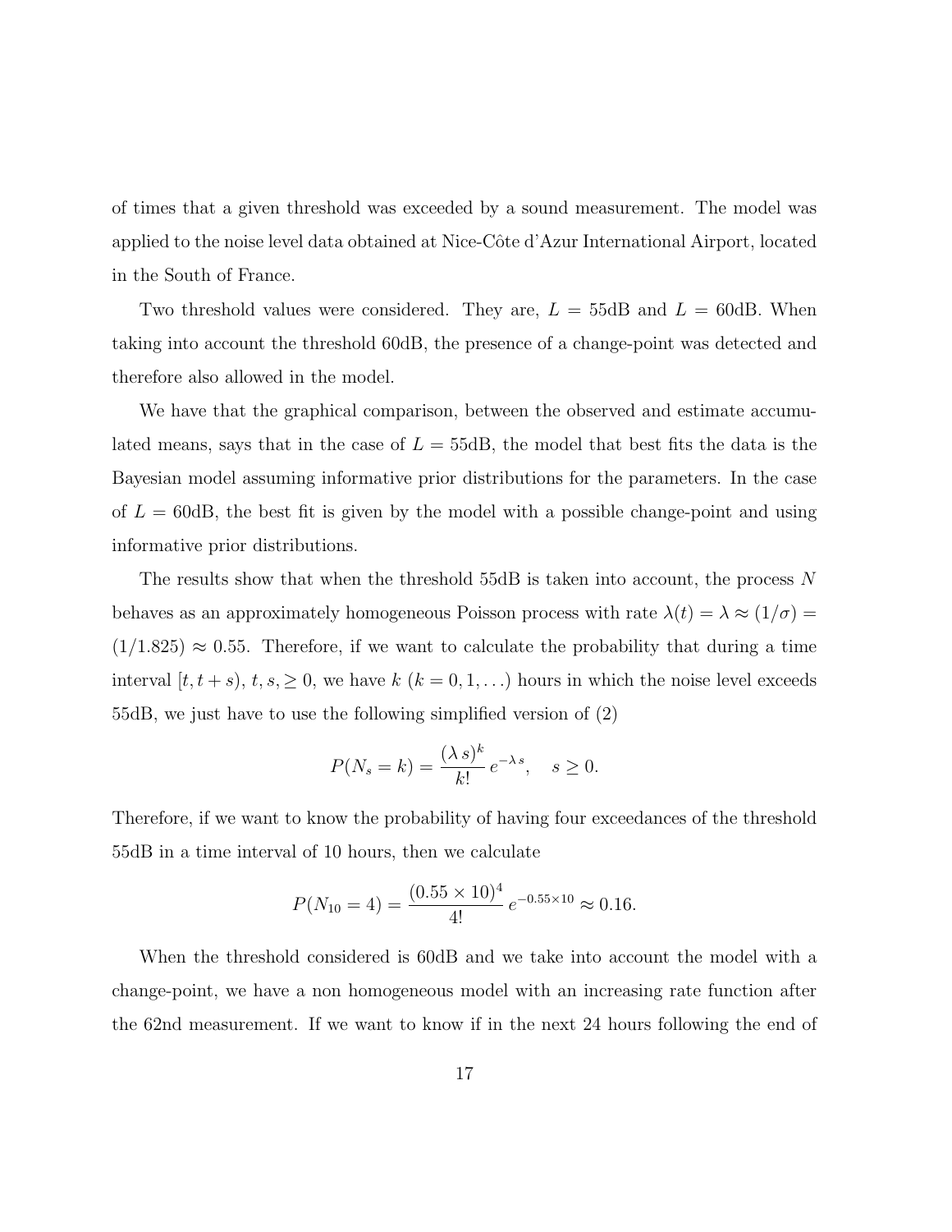of times that a given threshold was exceeded by a sound measurement. The model was applied to the noise level data obtained at Nice-Côte d'Azur International Airport, located in the South of France.

Two threshold values were considered. They are, $L = 55$dB and $L = 60$dB. When taking into account the threshold 60dB, the presence of a change-point was detected and therefore also allowed in the model.

We have that the graphical comparison, between the observed and estimate accumulated means, says that in the case of $L = 55$dB, the model that best fits the data is the Bayesian model assuming informative prior distributions for the parameters. In the case of $L = 60$dB, the best fit is given by the model with a possible change-point and using informative prior distributions.

The results show that when the threshold 55dB is taken into account, the process $N$ behaves as an approximately homogeneous Poisson process with rate $\lambda(t) = \lambda \approx (1/\sigma) = (1/1.825) \approx 0.55$. Therefore, if we want to calculate the probability that during a time interval $[t, t+s)$, $t, s, \geq 0$, we have $k$ ($k = 0, 1, \ldots$) hours in which the noise level exceeds 55dB, we just have to use the following simplified version of (2)

$$P(N_s = k) = \frac{(\lambda\, s)^k}{k!}\, e^{-\lambda\, s}, \quad s \geq 0.$$

Therefore, if we want to know the probability of having four exceedances of the threshold 55dB in a time interval of 10 hours, then we calculate

$$P(N_{10} = 4) = \frac{(0.55 \times 10)^4}{4!}\, e^{-0.55 \times 10} \approx 0.16.$$

When the threshold considered is 60dB and we take into account the model with a change-point, we have a non homogeneous model with an increasing rate function after the 62nd measurement. If we want to know if in the next 24 hours following the end of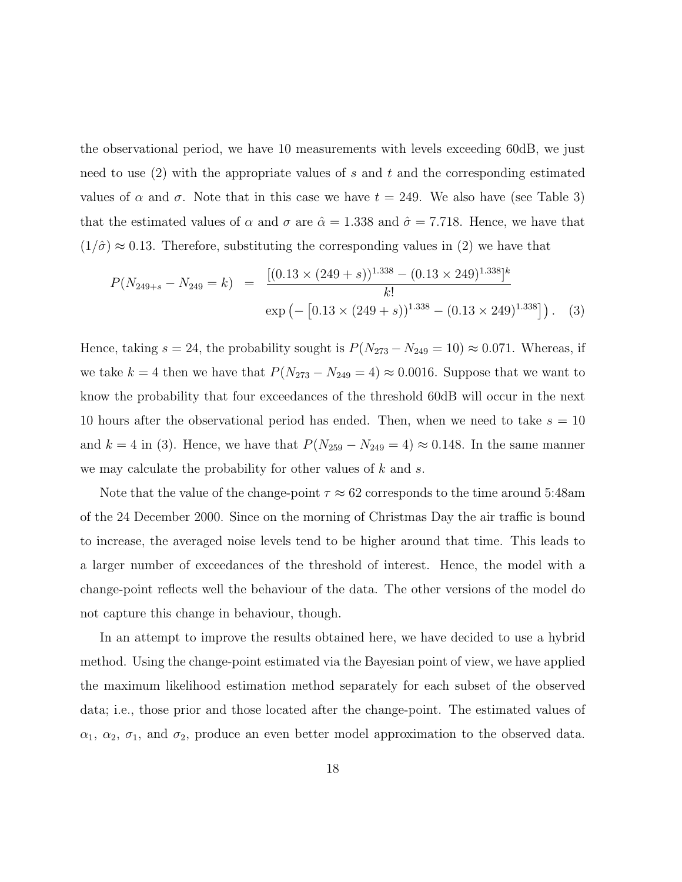the observational period, we have 10 measurements with levels exceeding 60dB, we just need to use (2) with the appropriate values of $s$ and $t$ and the corresponding estimated values of $\alpha$ and $\sigma$. Note that in this case we have $t = 249$. We also have (see Table 3) that the estimated values of $\alpha$ and $\sigma$ are $\hat{\alpha} = 1.338$ and $\hat{\sigma} = 7.718$. Hence, we have that $(1/\hat{\sigma}) \approx 0.13$. Therefore, substituting the corresponding values in (2) we have that

$$
\begin{aligned}
P(N_{249+s} - N_{249} = k) &= \frac{[(0.13 \times (249+s))^{1.338} - (0.13 \times 249)^{1.338}]^k}{k!} \\
&\quad \exp\left(-\left[0.13 \times (249+s))^{1.338} - (0.13 \times 249)^{1.338}\right]\right). \quad (3)
\end{aligned}
$$

Hence, taking $s = 24$, the probability sought is $P(N_{273} - N_{249} = 10) \approx 0.071$. Whereas, if we take $k = 4$ then we have that $P(N_{273} - N_{249} = 4) \approx 0.0016$. Suppose that we want to know the probability that four exceedances of the threshold 60dB will occur in the next 10 hours after the observational period has ended. Then, when we need to take $s = 10$ and $k = 4$ in (3). Hence, we have that $P(N_{259} - N_{249} = 4) \approx 0.148$. In the same manner we may calculate the probability for other values of $k$ and $s$.

Note that the value of the change-point $\tau \approx 62$ corresponds to the time around 5:48am of the 24 December 2000. Since on the morning of Christmas Day the air traffic is bound to increase, the averaged noise levels tend to be higher around that time. This leads to a larger number of exceedances of the threshold of interest. Hence, the model with a change-point reflects well the behaviour of the data. The other versions of the model do not capture this change in behaviour, though.

In an attempt to improve the results obtained here, we have decided to use a hybrid method. Using the change-point estimated via the Bayesian point of view, we have applied the maximum likelihood estimation method separately for each subset of the observed data; i.e., those prior and those located after the change-point. The estimated values of $\alpha_1$, $\alpha_2$, $\sigma_1$, and $\sigma_2$, produce an even better model approximation to the observed data.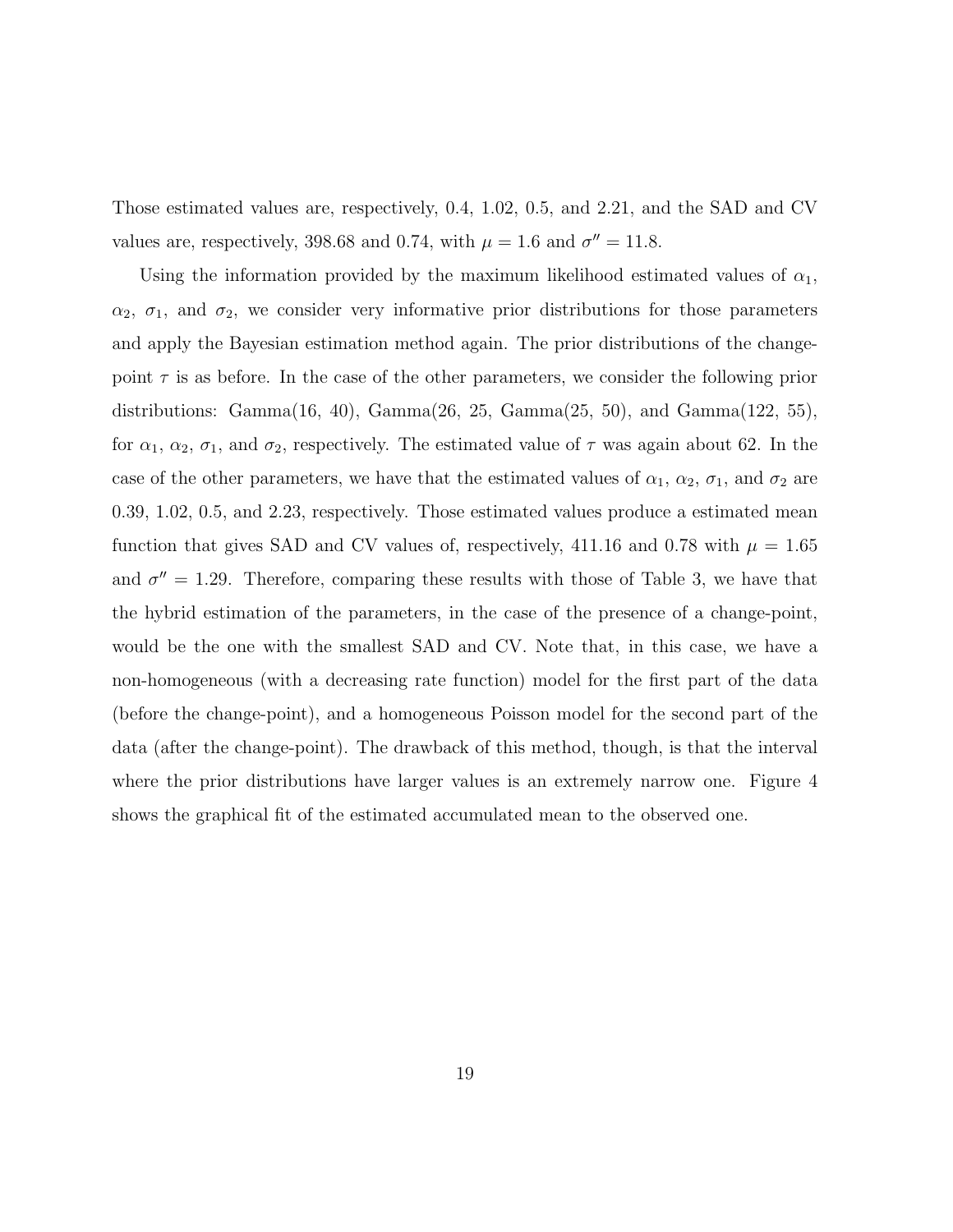Those estimated values are, respectively, 0.4, 1.02, 0.5, and 2.21, and the SAD and CV values are, respectively, 398.68 and 0.74, with $\mu = 1.6$ and $\sigma'' = 11.8$.

Using the information provided by the maximum likelihood estimated values of $\alpha_1$, $\alpha_2$, $\sigma_1$, and $\sigma_2$, we consider very informative prior distributions for those parameters and apply the Bayesian estimation method again. The prior distributions of the change-point $\tau$ is as before. In the case of the other parameters, we consider the following prior distributions: Gamma(16, 40), Gamma(26, 25, Gamma(25, 50), and Gamma(122, 55), for $\alpha_1$, $\alpha_2$, $\sigma_1$, and $\sigma_2$, respectively. The estimated value of $\tau$ was again about 62. In the case of the other parameters, we have that the estimated values of $\alpha_1$, $\alpha_2$, $\sigma_1$, and $\sigma_2$ are 0.39, 1.02, 0.5, and 2.23, respectively. Those estimated values produce a estimated mean function that gives SAD and CV values of, respectively, 411.16 and 0.78 with $\mu = 1.65$ and $\sigma'' = 1.29$. Therefore, comparing these results with those of Table 3, we have that the hybrid estimation of the parameters, in the case of the presence of a change-point, would be the one with the smallest SAD and CV. Note that, in this case, we have a non-homogeneous (with a decreasing rate function) model for the first part of the data (before the change-point), and a homogeneous Poisson model for the second part of the data (after the change-point). The drawback of this method, though, is that the interval where the prior distributions have larger values is an extremely narrow one. Figure 4 shows the graphical fit of the estimated accumulated mean to the observed one.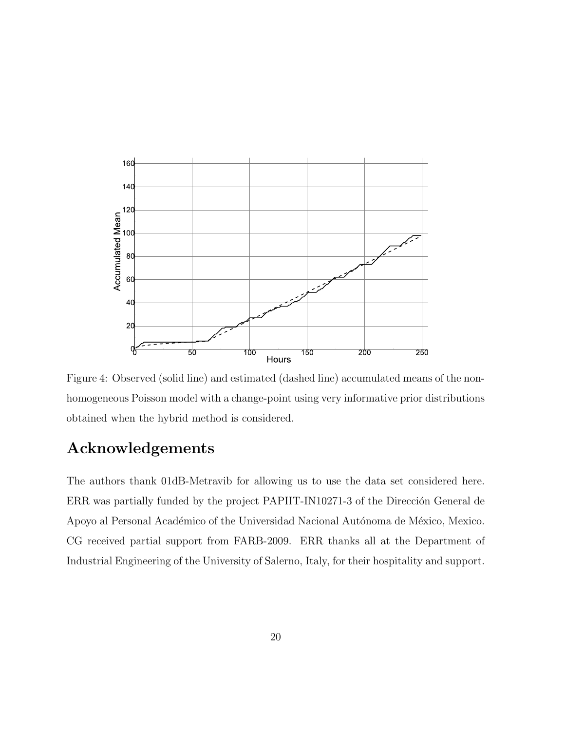Figure 4: Observed (solid line) and estimated (dashed line) accumulated means of the non-homogeneous Poisson model with a change-point using very informative prior distributions obtained when the hybrid method is considered.

## Acknowledgements

The authors thank 01dB-Metravib for allowing us to use the data set considered here. ERR was partially funded by the project PAPIIT-IN10271-3 of the Dirección General de Apoyo al Personal Académico of the Universidad Nacional Autónoma de México, Mexico. CG received partial support from FARB-2009. ERR thanks all at the Department of Industrial Engineering of the University of Salerno, Italy, for their hospitality and support.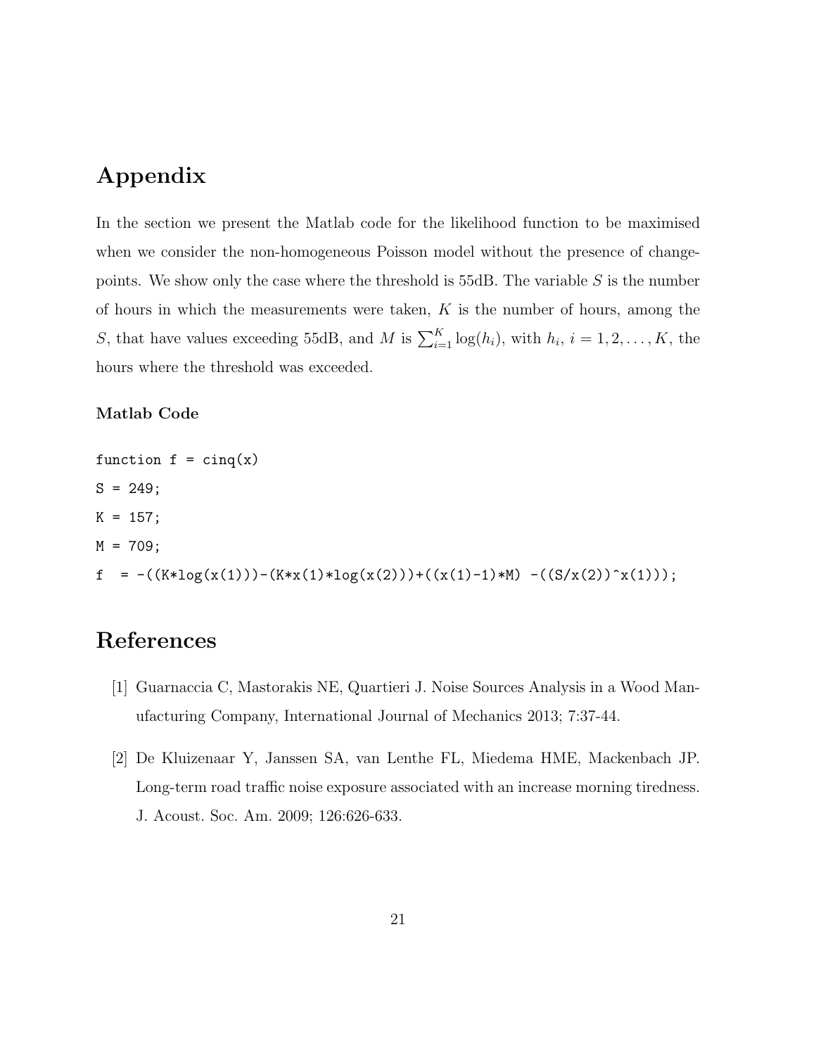# Appendix

In the section we present the Matlab code for the likelihood function to be maximised when we consider the non-homogeneous Poisson model without the presence of change-points. We show only the case where the threshold is 55dB. The variable $S$ is the number of hours in which the measurements were taken, $K$ is the number of hours, among the $S$, that have values exceeding 55dB, and $M$ is $\sum_{i=1}^{K} \log(h_i)$, with $h_i$, $i = 1, 2, \ldots, K$, the hours where the threshold was exceeded.

### Matlab Code

```
function f = cinq(x)
S = 249;
K = 157;
M = 709;
f  = -((K*log(x(1)))-(K*x(1)*log(x(2)))+((x(1)-1)*M) -((S/x(2))^x(1)));
```

# References

[1] Guarnaccia C, Mastorakis NE, Quartieri J. Noise Sources Analysis in a Wood Manufacturing Company, International Journal of Mechanics 2013; 7:37-44.

[2] De Kluizenaar Y, Janssen SA, van Lenthe FL, Miedema HME, Mackenbach JP. Long-term road traffic noise exposure associated with an increase morning tiredness. J. Acoust. Soc. Am. 2009; 126:626-633.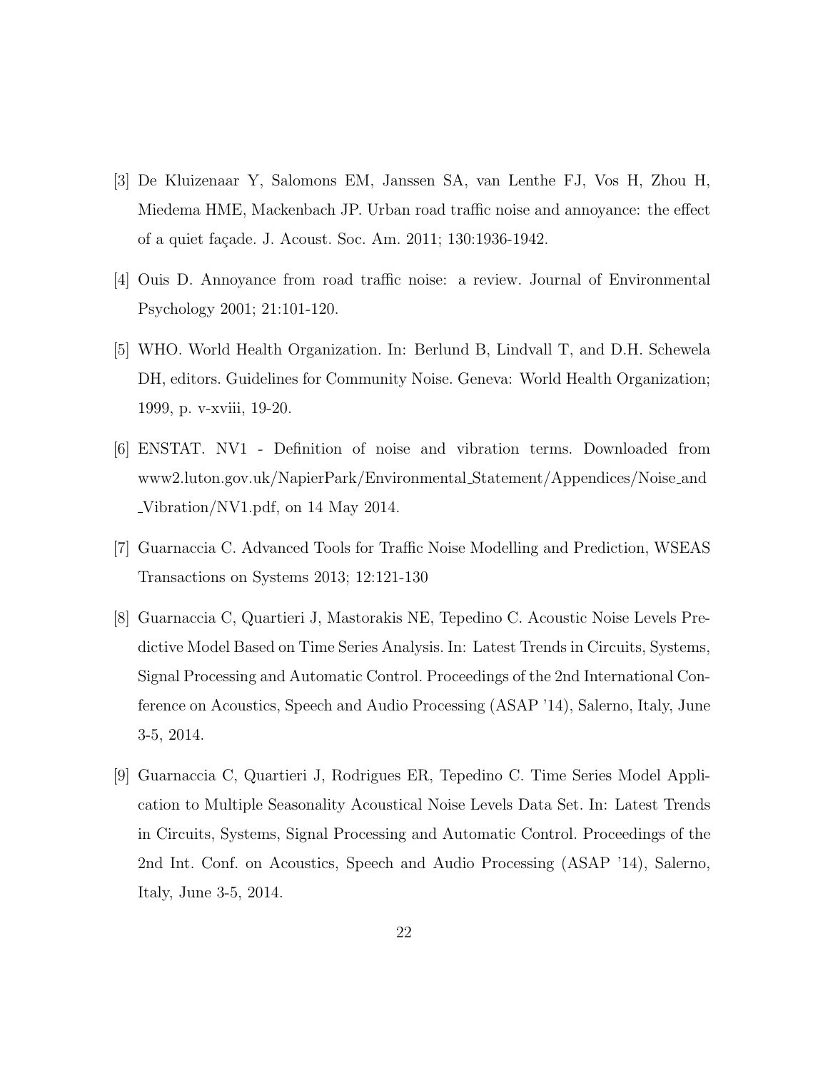[3] De Kluizenaar Y, Salomons EM, Janssen SA, van Lenthe FJ, Vos H, Zhou H, Miedema HME, Mackenbach JP. Urban road traffic noise and annoyance: the effect of a quiet façade. J. Acoust. Soc. Am. 2011; 130:1936-1942.

[4] Ouis D. Annoyance from road traffic noise: a review. Journal of Environmental Psychology 2001; 21:101-120.

[5] WHO. World Health Organization. In: Berlund B, Lindvall T, and D.H. Schewela DH, editors. Guidelines for Community Noise. Geneva: World Health Organization; 1999, p. v-xviii, 19-20.

[6] ENSTAT. NV1 - Definition of noise and vibration terms. Downloaded from www2.luton.gov.uk/NapierPark/Environmental_Statement/Appendices/Noise_and_Vibration/NV1.pdf, on 14 May 2014.

[7] Guarnaccia C. Advanced Tools for Traffic Noise Modelling and Prediction, WSEAS Transactions on Systems 2013; 12:121-130

[8] Guarnaccia C, Quartieri J, Mastorakis NE, Tepedino C. Acoustic Noise Levels Predictive Model Based on Time Series Analysis. In: Latest Trends in Circuits, Systems, Signal Processing and Automatic Control. Proceedings of the 2nd International Conference on Acoustics, Speech and Audio Processing (ASAP '14), Salerno, Italy, June 3-5, 2014.

[9] Guarnaccia C, Quartieri J, Rodrigues ER, Tepedino C. Time Series Model Application to Multiple Seasonality Acoustical Noise Levels Data Set. In: Latest Trends in Circuits, Systems, Signal Processing and Automatic Control. Proceedings of the 2nd Int. Conf. on Acoustics, Speech and Audio Processing (ASAP '14), Salerno, Italy, June 3-5, 2014.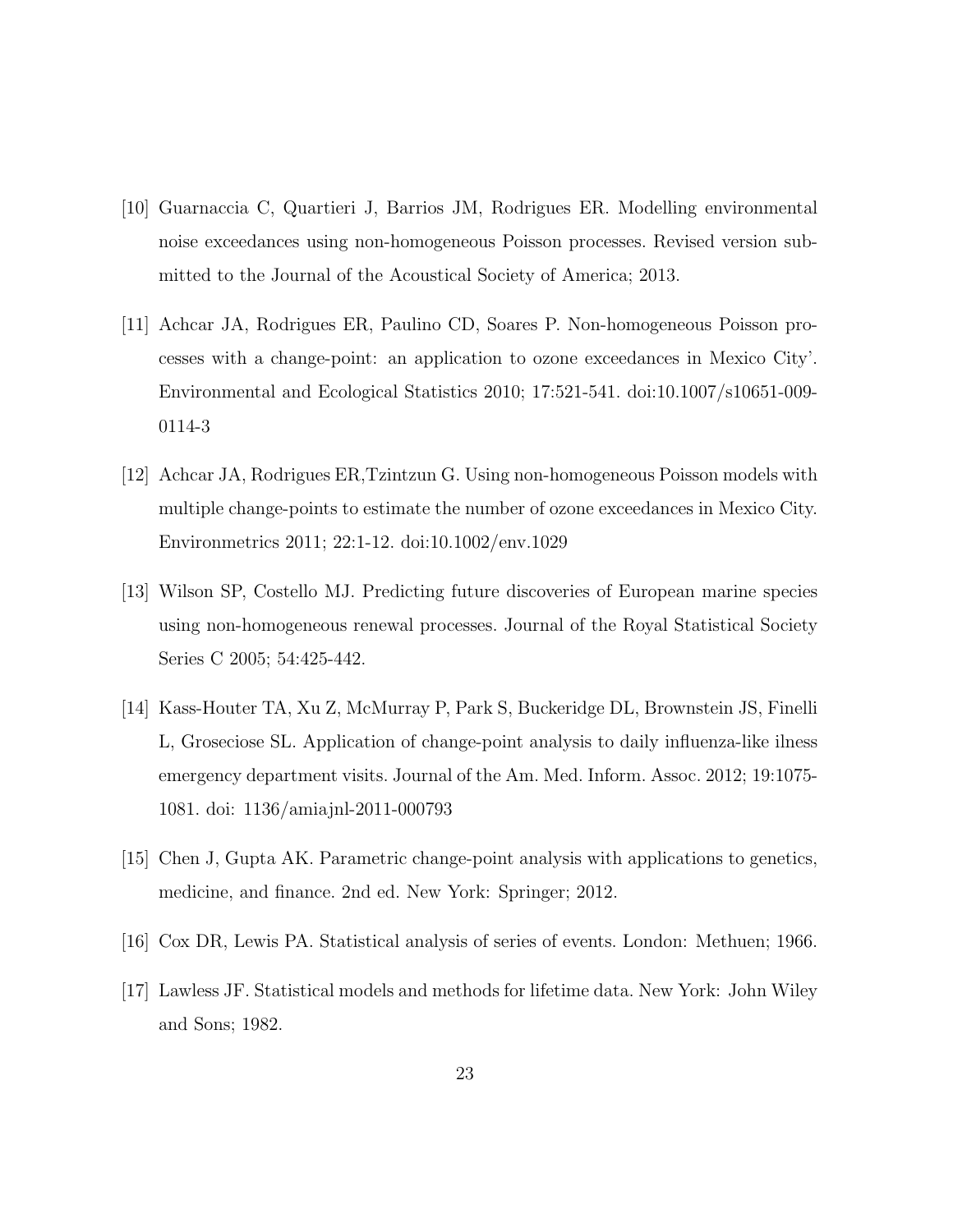[10] Guarnaccia C, Quartieri J, Barrios JM, Rodrigues ER. Modelling environmental noise exceedances using non-homogeneous Poisson processes. Revised version submitted to the Journal of the Acoustical Society of America; 2013.

[11] Achcar JA, Rodrigues ER, Paulino CD, Soares P. Non-homogeneous Poisson processes with a change-point: an application to ozone exceedances in Mexico City'. Environmental and Ecological Statistics 2010; 17:521-541. doi:10.1007/s10651-009-0114-3

[12] Achcar JA, Rodrigues ER,Tzintzun G. Using non-homogeneous Poisson models with multiple change-points to estimate the number of ozone exceedances in Mexico City. Environmetrics 2011; 22:1-12. doi:10.1002/env.1029

[13] Wilson SP, Costello MJ. Predicting future discoveries of European marine species using non-homogeneous renewal processes. Journal of the Royal Statistical Society Series C 2005; 54:425-442.

[14] Kass-Houter TA, Xu Z, McMurray P, Park S, Buckeridge DL, Brownstein JS, Finelli L, Groseciose SL. Application of change-point analysis to daily influenza-like ilness emergency department visits. Journal of the Am. Med. Inform. Assoc. 2012; 19:1075-1081. doi: 1136/amiajnl-2011-000793

[15] Chen J, Gupta AK. Parametric change-point analysis with applications to genetics, medicine, and finance. 2nd ed. New York: Springer; 2012.

[16] Cox DR, Lewis PA. Statistical analysis of series of events. London: Methuen; 1966.

[17] Lawless JF. Statistical models and methods for lifetime data. New York: John Wiley and Sons; 1982.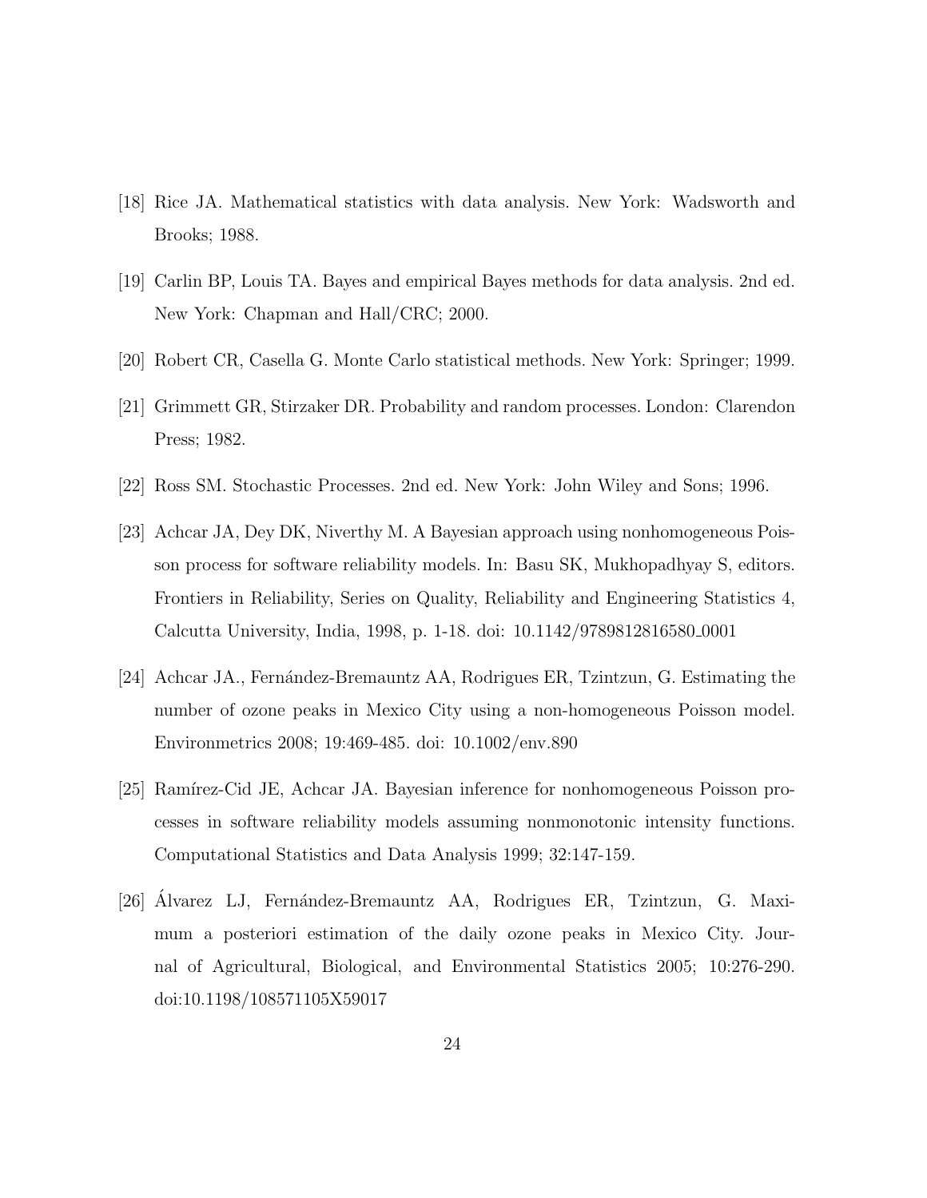[18] Rice JA. Mathematical statistics with data analysis. New York: Wadsworth and Brooks; 1988.

[19] Carlin BP, Louis TA. Bayes and empirical Bayes methods for data analysis. 2nd ed. New York: Chapman and Hall/CRC; 2000.

[20] Robert CR, Casella G. Monte Carlo statistical methods. New York: Springer; 1999.

[21] Grimmett GR, Stirzaker DR. Probability and random processes. London: Clarendon Press; 1982.

[22] Ross SM. Stochastic Processes. 2nd ed. New York: John Wiley and Sons; 1996.

[23] Achcar JA, Dey DK, Niverthy M. A Bayesian approach using nonhomogeneous Poisson process for software reliability models. In: Basu SK, Mukhopadhyay S, editors. Frontiers in Reliability, Series on Quality, Reliability and Engineering Statistics 4, Calcutta University, India, 1998, p. 1-18. doi: 10.1142/9789812816580_0001

[24] Achcar JA., Fernández-Bremauntz AA, Rodrigues ER, Tzintzun, G. Estimating the number of ozone peaks in Mexico City using a non-homogeneous Poisson model. Environmetrics 2008; 19:469-485. doi: 10.1002/env.890

[25] Ramírez-Cid JE, Achcar JA. Bayesian inference for nonhomogeneous Poisson processes in software reliability models assuming nonmonotonic intensity functions. Computational Statistics and Data Analysis 1999; 32:147-159.

[26] Álvarez LJ, Fernández-Bremauntz AA, Rodrigues ER, Tzintzun, G. Maximum a posteriori estimation of the daily ozone peaks in Mexico City. Journal of Agricultural, Biological, and Environmental Statistics 2005; 10:276-290. doi:10.1198/108571105X59017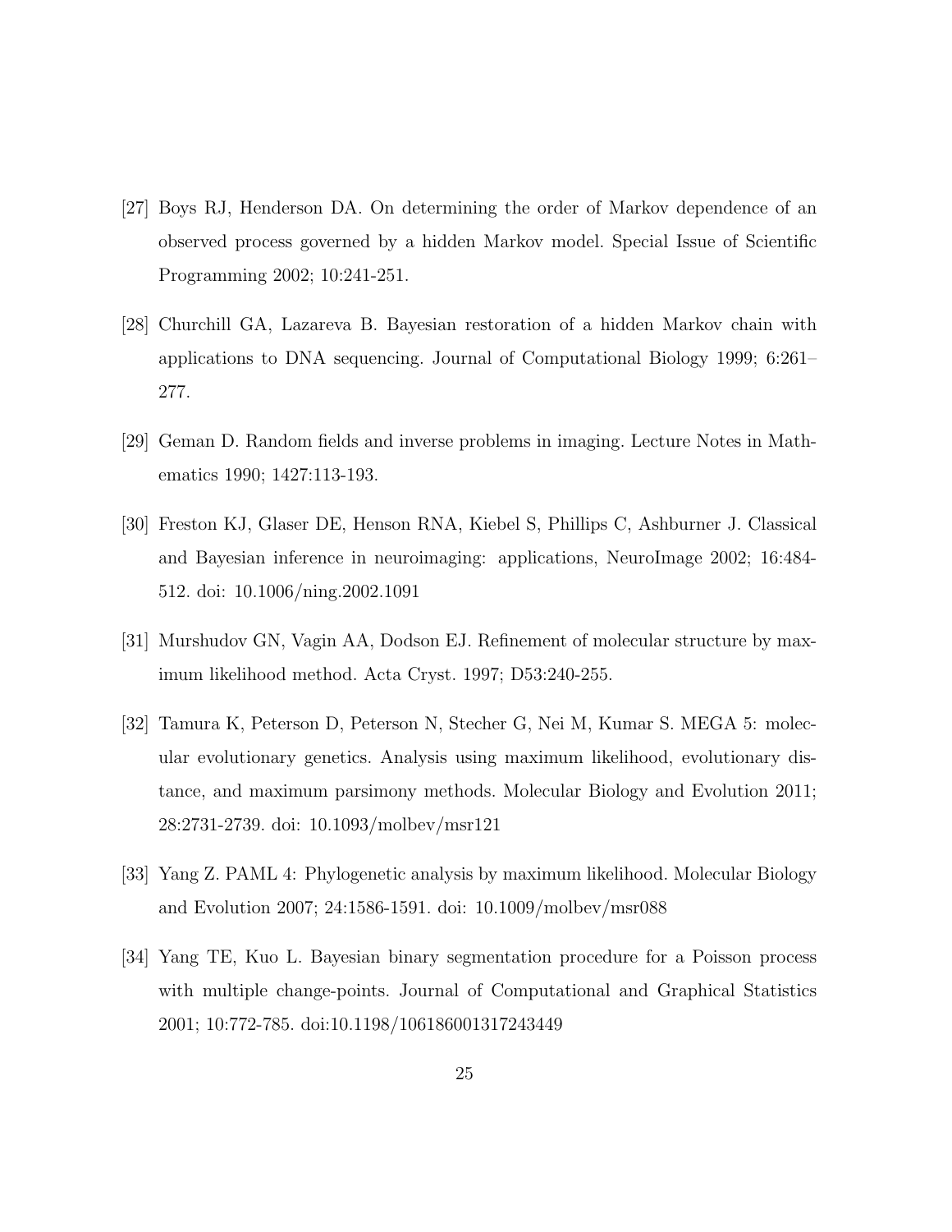[27] Boys RJ, Henderson DA. On determining the order of Markov dependence of an observed process governed by a hidden Markov model. Special Issue of Scientific Programming 2002; 10:241-251.

[28] Churchill GA, Lazareva B. Bayesian restoration of a hidden Markov chain with applications to DNA sequencing. Journal of Computational Biology 1999; 6:261–277.

[29] Geman D. Random fields and inverse problems in imaging. Lecture Notes in Mathematics 1990; 1427:113-193.

[30] Freston KJ, Glaser DE, Henson RNA, Kiebel S, Phillips C, Ashburner J. Classical and Bayesian inference in neuroimaging: applications, NeuroImage 2002; 16:484-512. doi: 10.1006/ning.2002.1091

[31] Murshudov GN, Vagin AA, Dodson EJ. Refinement of molecular structure by maximum likelihood method. Acta Cryst. 1997; D53:240-255.

[32] Tamura K, Peterson D, Peterson N, Stecher G, Nei M, Kumar S. MEGA 5: molecular evolutionary genetics. Analysis using maximum likelihood, evolutionary distance, and maximum parsimony methods. Molecular Biology and Evolution 2011; 28:2731-2739. doi: 10.1093/molbev/msr121

[33] Yang Z. PAML 4: Phylogenetic analysis by maximum likelihood. Molecular Biology and Evolution 2007; 24:1586-1591. doi: 10.1009/molbev/msr088

[34] Yang TE, Kuo L. Bayesian binary segmentation procedure for a Poisson process with multiple change-points. Journal of Computational and Graphical Statistics 2001; 10:772-785. doi:10.1198/106186001317243449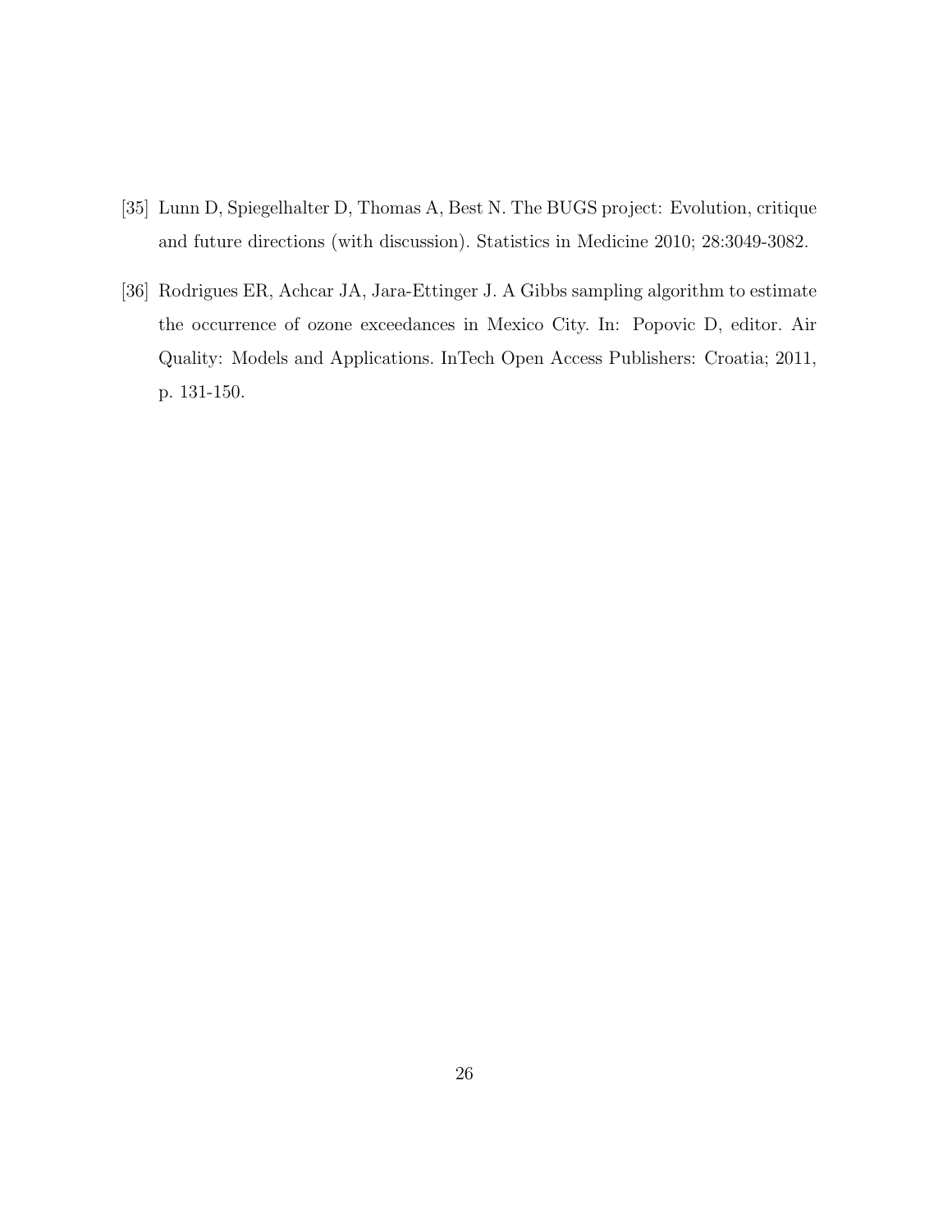[35] Lunn D, Spiegelhalter D, Thomas A, Best N. The BUGS project: Evolution, critique and future directions (with discussion). Statistics in Medicine 2010; 28:3049-3082.

[36] Rodrigues ER, Achcar JA, Jara-Ettinger J. A Gibbs sampling algorithm to estimate the occurrence of ozone exceedances in Mexico City. In: Popovic D, editor. Air Quality: Models and Applications. InTech Open Access Publishers: Croatia; 2011, p. 131-150.